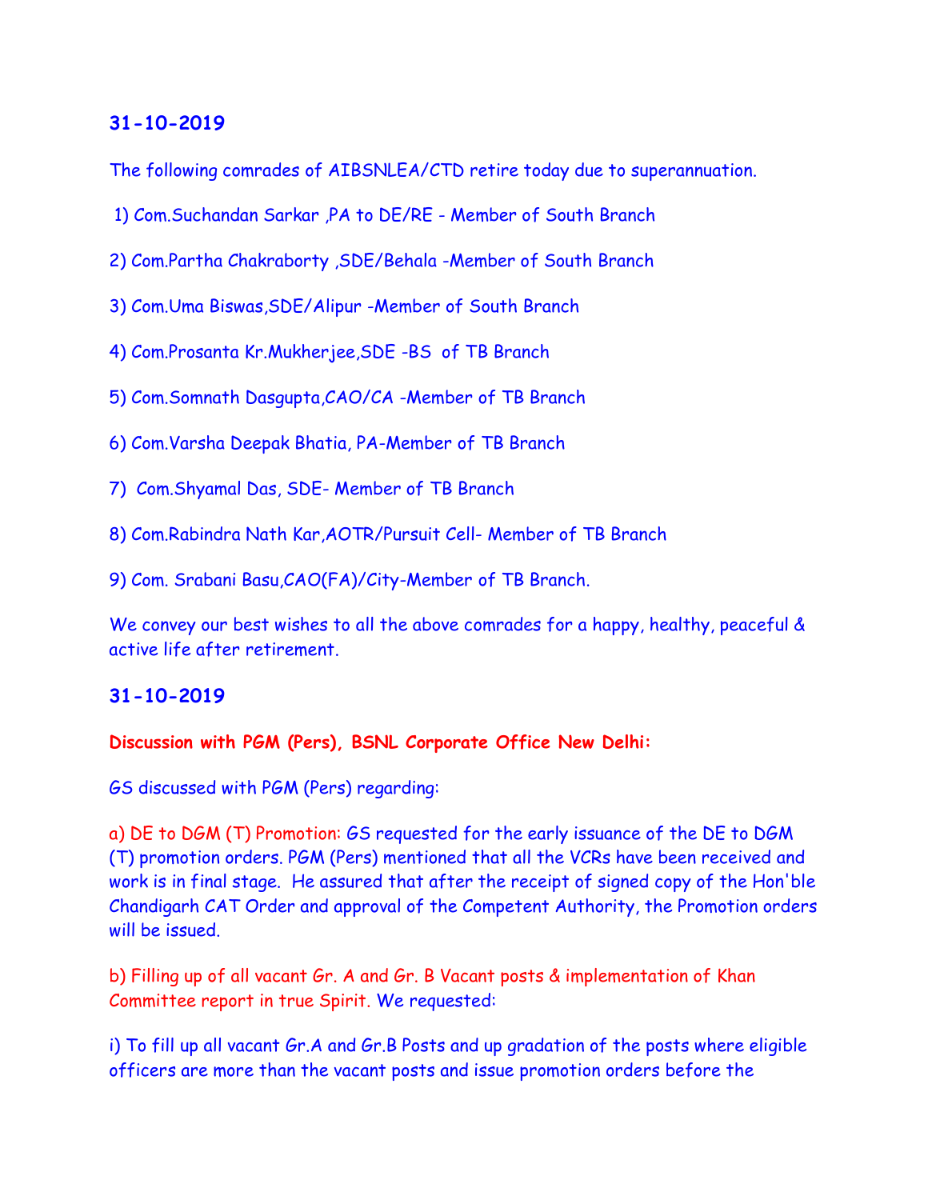## 31-10-2019

The following comrades of AIBSNLEA/CTD retire today due to superannuation.

1) Com.Suchandan Sarkar ,PA to DE/RE - Member of South Branch

2) Com.Partha Chakraborty ,SDE/Behala -Member of South Branch

3) Com.Uma Biswas,SDE/Alipur -Member of South Branch

4) Com.Prosanta Kr.Mukherjee,SDE -BS of TB Branch

5) Com.Somnath Dasgupta,CAO/CA -Member of TB Branch

6) Com.Varsha Deepak Bhatia, PA-Member of TB Branch

7) Com.Shyamal Das, SDE- Member of TB Branch

8) Com.Rabindra Nath Kar,AOTR/Pursuit Cell- Member of TB Branch

9) Com. Srabani Basu,CAO(FA)/City-Member of TB Branch.

We convey our best wishes to all the above comrades for a happy, healthy, peaceful & active life after retirement.

## 31-10-2019

**Discussion with PGM (Pers), BSNL Corporate Office New Delhi:**

GS discussed with PGM (Pers) regarding:

a) DE to DGM (T) Promotion: GS requested for the early issuance of the DE to DGM (T) promotion orders. PGM (Pers) mentioned that all the VCRs have been received and work is in final stage. He assured that after the receipt of signed copy of the Hon'ble Chandigarh CAT Order and approval of the Competent Authority, the Promotion orders will be issued.

b) Filling up of all vacant Gr. A and Gr. B Vacant posts & implementation of Khan Committee report in true Spirit. We requested:

i) To fill up all vacant Gr.A and Gr.B Posts and up gradation of the posts where eligible officers are more than the vacant posts and issue promotion orders before the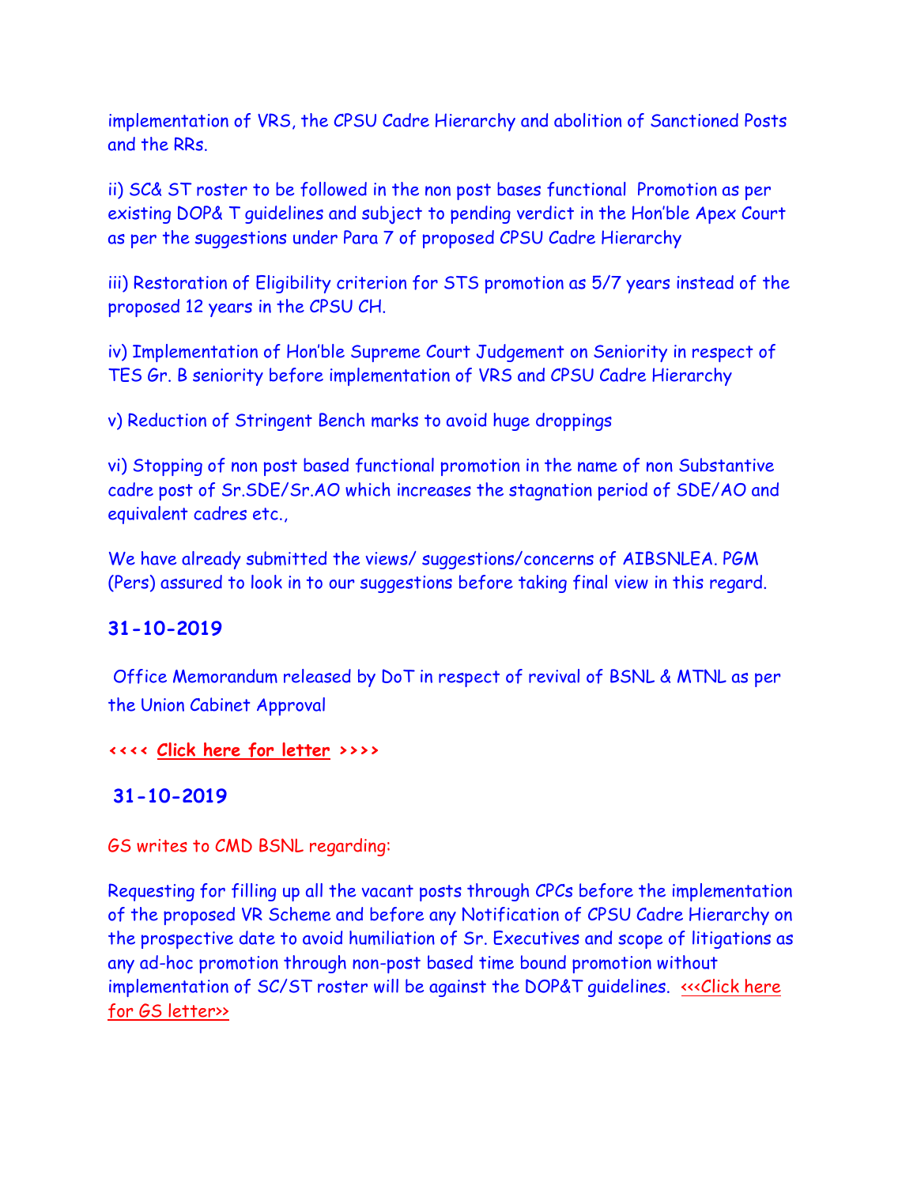implementation of VRS, the CPSU Cadre Hierarchy and abolition of Sanctioned Posts and the RRs.

ii) SC& ST roster to be followed in the non post bases functional Promotion as per existing DOP& T guidelines and subject to pending verdict in the Hon'ble Apex Court as per the suggestions under Para 7 of proposed CPSU Cadre Hierarchy

iii) Restoration of Eligibility criterion for STS promotion as 5/7 years instead of the proposed 12 years in the CPSU CH.

iv) Implementation of Hon'ble Supreme Court Judgement on Seniority in respect of TES Gr. B seniority before implementation of VRS and CPSU Cadre Hierarchy

v) Reduction of Stringent Bench marks to avoid huge droppings

vi) Stopping of non post based functional promotion in the name of non Substantive cadre post of Sr.SDE/Sr.AO which increases the stagnation period of SDE/AO and equivalent cadres etc.,

We have already submitted the views/ suggestions/concerns of AIBSNLEA. PGM (Pers) assured to look in to our suggestions before taking final view in this regard.

## 31-10-2019

Office Memorandum released by DoT in respect of revival of BSNL & MTNL as per the Union Cabinet Approval

**<<<< Click here for letter >>>>**

## 31-10-2019

GS writes to CMD BSNL regarding:

Requesting for filling up all the vacant posts through CPCs before the implementation of the proposed VR Scheme and before any Notification of CPSU Cadre Hierarchy on the prospective date to avoid humiliation of Sr. Executives and scope of litigations as any ad-hoc promotion through non-post based time bound promotion without implementation of SC/ST roster will be against the DOP&T guidelines. <<<Click here for GS letter>>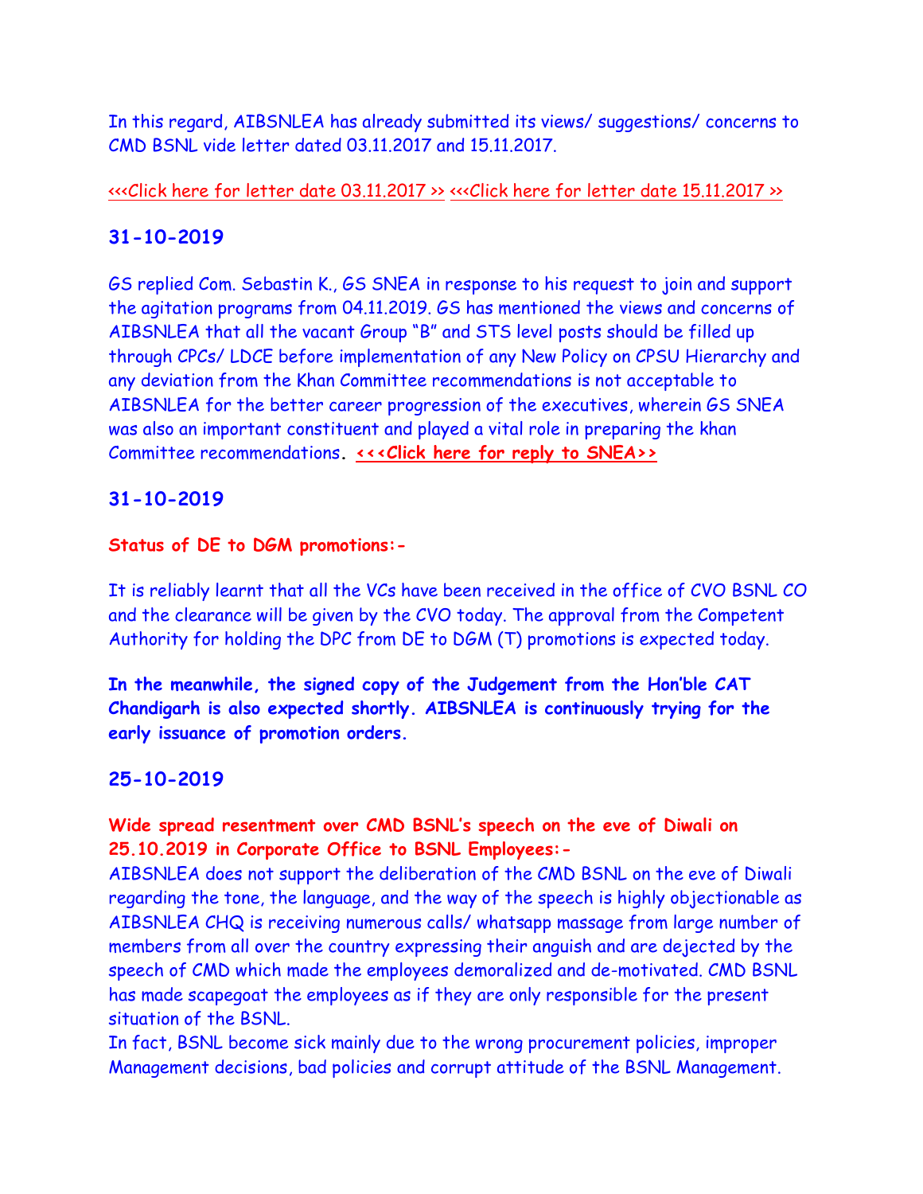In this regard, AIBSNLEA has already submitted its views/ suggestions/ concerns to CMD BSNL vide letter dated 03.11.2017 and 15.11.2017.

<<<Click here for letter date 03.11.2017 >> <<<Click here for letter date 15.11.2017 >>

## 31-10-2019

GS replied Com. Sebastin K., GS SNEA in response to his request to join and support the agitation programs from 04.11.2019. GS has mentioned the views and concerns of AIBSNLEA that all the vacant Group "B" and STS level posts should be filled up through CPCs/ LDCE before implementation of any New Policy on CPSU Hierarchy and any deviation from the Khan Committee recommendations is not acceptable to AIBSNLEA for the better career progression of the executives, wherein GS SNEA was also an important constituent and played a vital role in preparing the khan Committee recommendations**.** **<<<Click here for reply to SNEA>>**

## 31-10-2019

**Status of DE to DGM promotions:-**

It is reliably learnt that all the VCs have been received in the office of CVO BSNL CO and the clearance will be given by the CVO today. The approval from the Competent Authority for holding the DPC from DE to DGM (T) promotions is expected today.

**In the meanwhile, the signed copy of the Judgement from the Hon'ble CAT Chandigarh is also expected shortly. AIBSNLEA is continuously trying for the early issuance of promotion orders.**

## 25-10-2019

**Wide spread resentment over CMD BSNL's speech on the eve of Diwali on 25.10.2019 in Corporate Office to BSNL Employees:-**

AIBSNLEA does not support the deliberation of the CMD BSNL on the eve of Diwali regarding the tone, the language, and the way of the speech is highly objectionable as AIBSNLEA CHQ is receiving numerous calls/ whatsapp massage from large number of members from all over the country expressing their anguish and are dejected by the speech of CMD which made the employees demoralized and de-motivated. CMD BSNL has made scapegoat the employees as if they are only responsible for the present situation of the BSNL.

In fact, BSNL become sick mainly due to the wrong procurement policies, improper Management decisions, bad policies and corrupt attitude of the BSNL Management.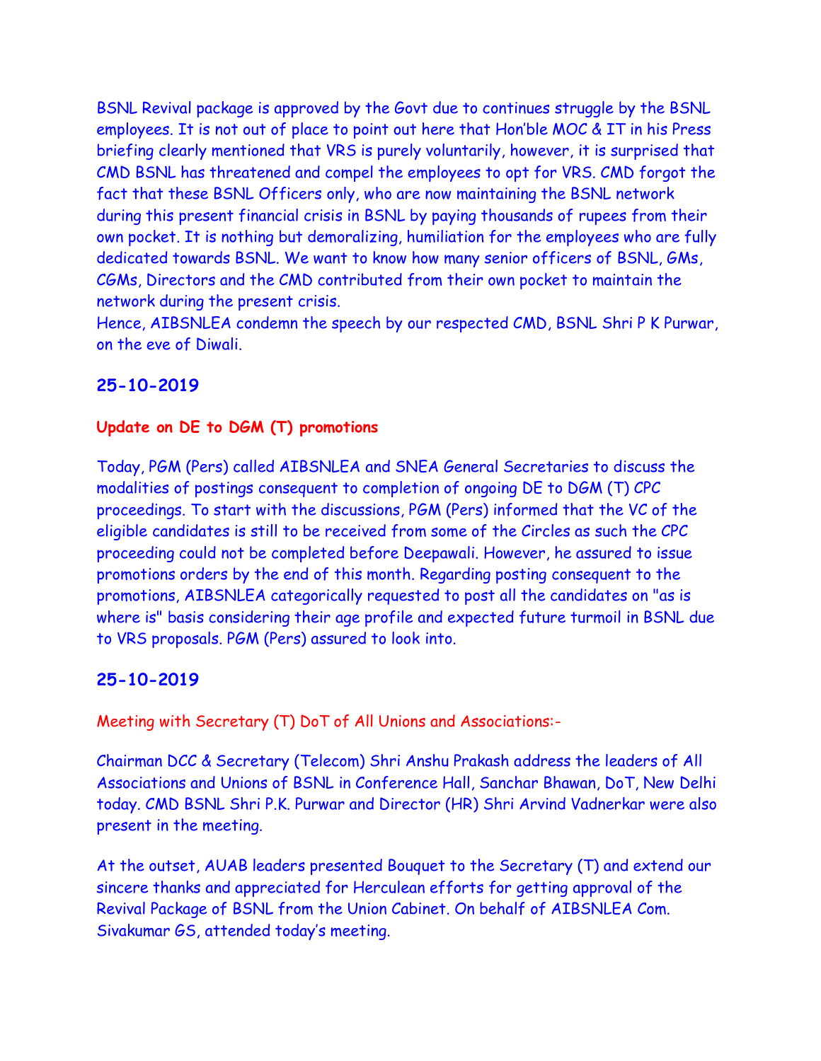BSNL Revival package is approved by the Govt due to continues struggle by the BSNL employees. It is not out of place to point out here that Hon'ble MOC & IT in his Press briefing clearly mentioned that VRS is purely voluntarily, however, it is surprised that CMD BSNL has threatened and compel the employees to opt for VRS. CMD forgot the fact that these BSNL Officers only, who are now maintaining the BSNL network during this present financial crisis in BSNL by paying thousands of rupees from their own pocket. It is nothing but demoralizing, humiliation for the employees who are fully dedicated towards BSNL. We want to know how many senior officers of BSNL, GMs, CGMs, Directors and the CMD contributed from their own pocket to maintain the network during the present crisis.
Hence, AIBSNLEA condemn the speech by our respected CMD, BSNL Shri P K Purwar, on the eve of Diwali.

## 25-10-2019

**Update on DE to DGM (T) promotions**

Today, PGM (Pers) called AIBSNLEA and SNEA General Secretaries to discuss the modalities of postings consequent to completion of ongoing DE to DGM (T) CPC proceedings. To start with the discussions, PGM (Pers) informed that the VC of the eligible candidates is still to be received from some of the Circles as such the CPC proceeding could not be completed before Deepawali. However, he assured to issue promotions orders by the end of this month. Regarding posting consequent to the promotions, AIBSNLEA categorically requested to post all the candidates on "as is where is" basis considering their age profile and expected future turmoil in BSNL due to VRS proposals. PGM (Pers) assured to look into.

## 25-10-2019

Meeting with Secretary (T) DoT of All Unions and Associations:-

Chairman DCC & Secretary (Telecom) Shri Anshu Prakash address the leaders of All Associations and Unions of BSNL in Conference Hall, Sanchar Bhawan, DoT, New Delhi today. CMD BSNL Shri P.K. Purwar and Director (HR) Shri Arvind Vadnerkar were also present in the meeting.

At the outset, AUAB leaders presented Bouquet to the Secretary (T) and extend our sincere thanks and appreciated for Herculean efforts for getting approval of the Revival Package of BSNL from the Union Cabinet. On behalf of AIBSNLEA Com. Sivakumar GS, attended today's meeting.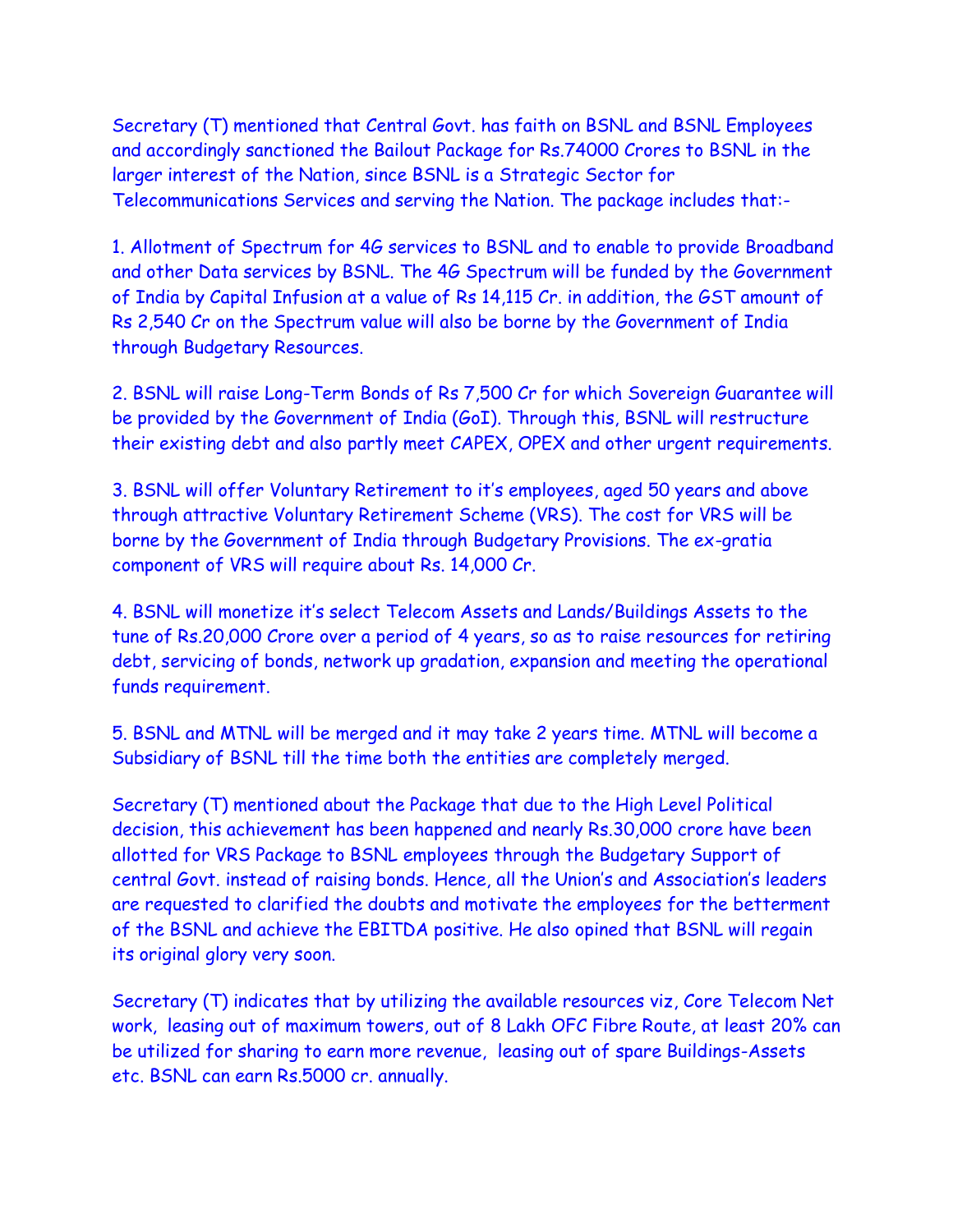Secretary (T) mentioned that Central Govt. has faith on BSNL and BSNL Employees and accordingly sanctioned the Bailout Package for Rs.74000 Crores to BSNL in the larger interest of the Nation, since BSNL is a Strategic Sector for Telecommunications Services and serving the Nation. The package includes that:-

1. Allotment of Spectrum for 4G services to BSNL and to enable to provide Broadband and other Data services by BSNL. The 4G Spectrum will be funded by the Government of India by Capital Infusion at a value of Rs 14,115 Cr. in addition, the GST amount of Rs 2,540 Cr on the Spectrum value will also be borne by the Government of India through Budgetary Resources.

2. BSNL will raise Long-Term Bonds of Rs 7,500 Cr for which Sovereign Guarantee will be provided by the Government of India (GoI). Through this, BSNL will restructure their existing debt and also partly meet CAPEX, OPEX and other urgent requirements.

3. BSNL will offer Voluntary Retirement to it's employees, aged 50 years and above through attractive Voluntary Retirement Scheme (VRS). The cost for VRS will be borne by the Government of India through Budgetary Provisions. The ex-gratia component of VRS will require about Rs. 14,000 Cr.

4. BSNL will monetize it's select Telecom Assets and Lands/Buildings Assets to the tune of Rs.20,000 Crore over a period of 4 years, so as to raise resources for retiring debt, servicing of bonds, network up gradation, expansion and meeting the operational funds requirement.

5. BSNL and MTNL will be merged and it may take 2 years time. MTNL will become a Subsidiary of BSNL till the time both the entities are completely merged.

Secretary (T) mentioned about the Package that due to the High Level Political decision, this achievement has been happened and nearly Rs.30,000 crore have been allotted for VRS Package to BSNL employees through the Budgetary Support of central Govt. instead of raising bonds. Hence, all the Union's and Association's leaders are requested to clarified the doubts and motivate the employees for the betterment of the BSNL and achieve the EBITDA positive. He also opined that BSNL will regain its original glory very soon.

Secretary (T) indicates that by utilizing the available resources viz, Core Telecom Net work, leasing out of maximum towers, out of 8 Lakh OFC Fibre Route, at least 20% can be utilized for sharing to earn more revenue, leasing out of spare Buildings-Assets etc. BSNL can earn Rs.5000 cr. annually.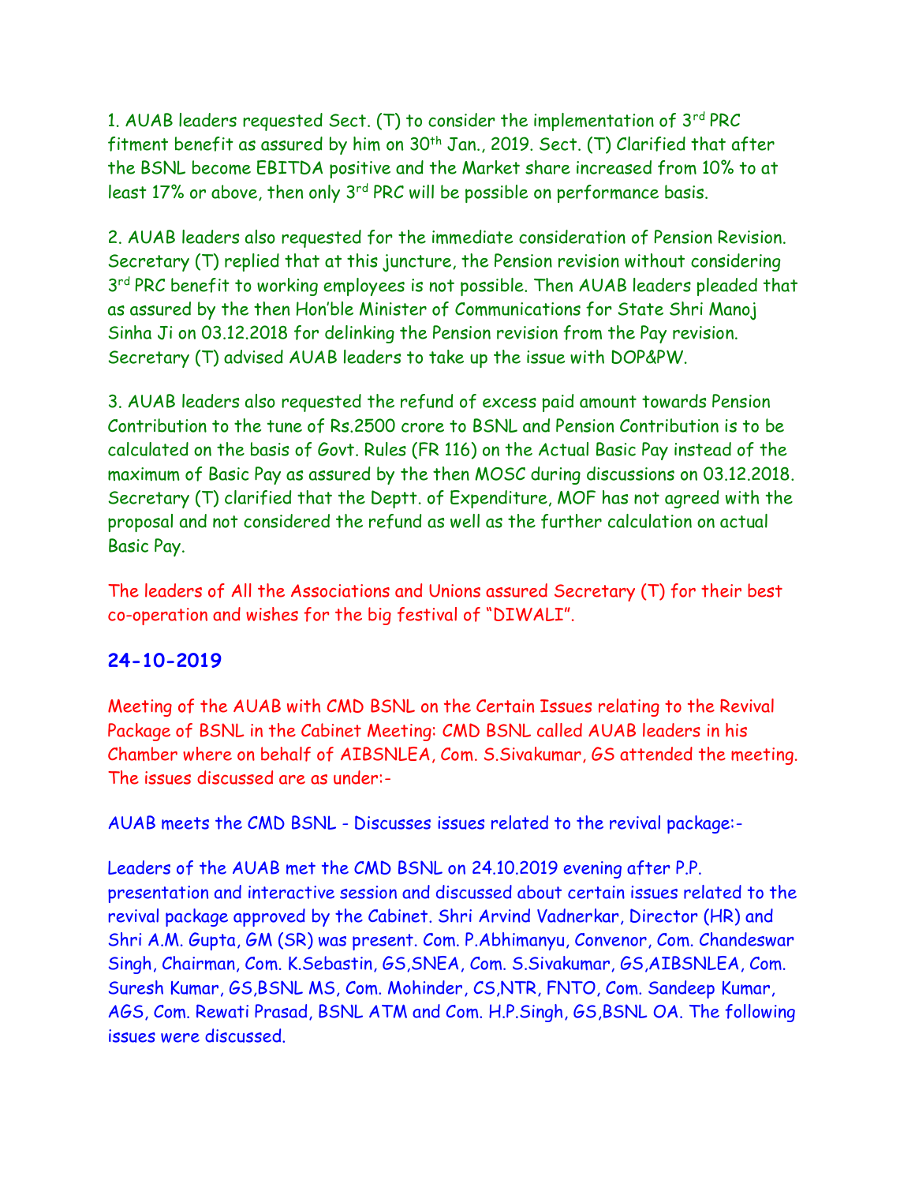1. AUAB leaders requested Sect. (T) to consider the implementation of 3rd PRC fitment benefit as assured by him on 30th Jan., 2019. Sect. (T) Clarified that after the BSNL become EBITDA positive and the Market share increased from 10% to at least 17% or above, then only 3rd PRC will be possible on performance basis.

2. AUAB leaders also requested for the immediate consideration of Pension Revision. Secretary (T) replied that at this juncture, the Pension revision without considering 3rd PRC benefit to working employees is not possible. Then AUAB leaders pleaded that as assured by the then Hon'ble Minister of Communications for State Shri Manoj Sinha Ji on 03.12.2018 for delinking the Pension revision from the Pay revision. Secretary (T) advised AUAB leaders to take up the issue with DOP&PW.

3. AUAB leaders also requested the refund of excess paid amount towards Pension Contribution to the tune of Rs.2500 crore to BSNL and Pension Contribution is to be calculated on the basis of Govt. Rules (FR 116) on the Actual Basic Pay instead of the maximum of Basic Pay as assured by the then MOSC during discussions on 03.12.2018. Secretary (T) clarified that the Deptt. of Expenditure, MOF has not agreed with the proposal and not considered the refund as well as the further calculation on actual Basic Pay.

The leaders of All the Associations and Unions assured Secretary (T) for their best co-operation and wishes for the big festival of "DIWALI".

## 24-10-2019

Meeting of the AUAB with CMD BSNL on the Certain Issues relating to the Revival Package of BSNL in the Cabinet Meeting: CMD BSNL called AUAB leaders in his Chamber where on behalf of AIBSNLEA, Com. S.Sivakumar, GS attended the meeting. The issues discussed are as under:-

AUAB meets the CMD BSNL - Discusses issues related to the revival package:-

Leaders of the AUAB met the CMD BSNL on 24.10.2019 evening after P.P. presentation and interactive session and discussed about certain issues related to the revival package approved by the Cabinet. Shri Arvind Vadnerkar, Director (HR) and Shri A.M. Gupta, GM (SR) was present. Com. P.Abhimanyu, Convenor, Com. Chandeswar Singh, Chairman, Com. K.Sebastin, GS,SNEA, Com. S.Sivakumar, GS,AIBSNLEA, Com. Suresh Kumar, GS,BSNL MS, Com. Mohinder, CS,NTR, FNTO, Com. Sandeep Kumar, AGS, Com. Rewati Prasad, BSNL ATM and Com. H.P.Singh, GS,BSNL OA. The following issues were discussed.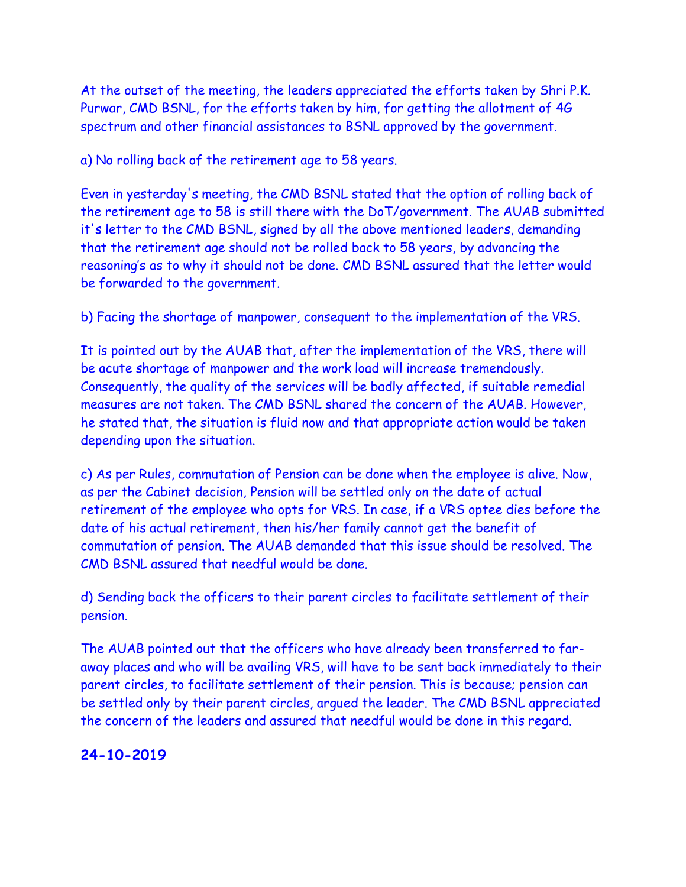At the outset of the meeting, the leaders appreciated the efforts taken by Shri P.K. Purwar, CMD BSNL, for the efforts taken by him, for getting the allotment of 4G spectrum and other financial assistances to BSNL approved by the government.

a) No rolling back of the retirement age to 58 years.

Even in yesterday's meeting, the CMD BSNL stated that the option of rolling back of the retirement age to 58 is still there with the DoT/government. The AUAB submitted it's letter to the CMD BSNL, signed by all the above mentioned leaders, demanding that the retirement age should not be rolled back to 58 years, by advancing the reasoning's as to why it should not be done. CMD BSNL assured that the letter would be forwarded to the government.

b) Facing the shortage of manpower, consequent to the implementation of the VRS.

It is pointed out by the AUAB that, after the implementation of the VRS, there will be acute shortage of manpower and the work load will increase tremendously. Consequently, the quality of the services will be badly affected, if suitable remedial measures are not taken. The CMD BSNL shared the concern of the AUAB. However, he stated that, the situation is fluid now and that appropriate action would be taken depending upon the situation.

c) As per Rules, commutation of Pension can be done when the employee is alive. Now, as per the Cabinet decision, Pension will be settled only on the date of actual retirement of the employee who opts for VRS. In case, if a VRS optee dies before the date of his actual retirement, then his/her family cannot get the benefit of commutation of pension. The AUAB demanded that this issue should be resolved. The CMD BSNL assured that needful would be done.

d) Sending back the officers to their parent circles to facilitate settlement of their pension.

The AUAB pointed out that the officers who have already been transferred to far-away places and who will be availing VRS, will have to be sent back immediately to their parent circles, to facilitate settlement of their pension. This is because; pension can be settled only by their parent circles, argued the leader. The CMD BSNL appreciated the concern of the leaders and assured that needful would be done in this regard.

**24-10-2019**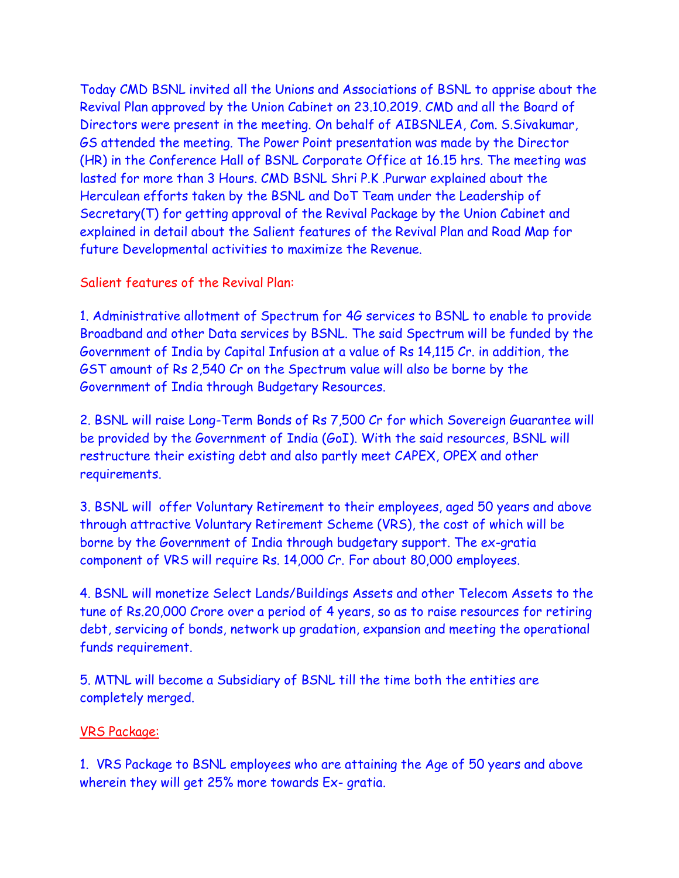Today CMD BSNL invited all the Unions and Associations of BSNL to apprise about the Revival Plan approved by the Union Cabinet on 23.10.2019. CMD and all the Board of Directors were present in the meeting. On behalf of AIBSNLEA, Com. S.Sivakumar, GS attended the meeting. The Power Point presentation was made by the Director (HR) in the Conference Hall of BSNL Corporate Office at 16.15 hrs. The meeting was lasted for more than 3 Hours. CMD BSNL Shri P.K .Purwar explained about the Herculean efforts taken by the BSNL and DoT Team under the Leadership of Secretary(T) for getting approval of the Revival Package by the Union Cabinet and explained in detail about the Salient features of the Revival Plan and Road Map for future Developmental activities to maximize the Revenue.

Salient features of the Revival Plan:

1. Administrative allotment of Spectrum for 4G services to BSNL to enable to provide Broadband and other Data services by BSNL. The said Spectrum will be funded by the Government of India by Capital Infusion at a value of Rs 14,115 Cr. in addition, the GST amount of Rs 2,540 Cr on the Spectrum value will also be borne by the Government of India through Budgetary Resources.

2. BSNL will raise Long-Term Bonds of Rs 7,500 Cr for which Sovereign Guarantee will be provided by the Government of India (GoI). With the said resources, BSNL will restructure their existing debt and also partly meet CAPEX, OPEX and other requirements.

3. BSNL will offer Voluntary Retirement to their employees, aged 50 years and above through attractive Voluntary Retirement Scheme (VRS), the cost of which will be borne by the Government of India through budgetary support. The ex-gratia component of VRS will require Rs. 14,000 Cr. For about 80,000 employees.

4. BSNL will monetize Select Lands/Buildings Assets and other Telecom Assets to the tune of Rs.20,000 Crore over a period of 4 years, so as to raise resources for retiring debt, servicing of bonds, network up gradation, expansion and meeting the operational funds requirement.

5. MTNL will become a Subsidiary of BSNL till the time both the entities are completely merged.

VRS Package:

1. VRS Package to BSNL employees who are attaining the Age of 50 years and above wherein they will get 25% more towards Ex- gratia.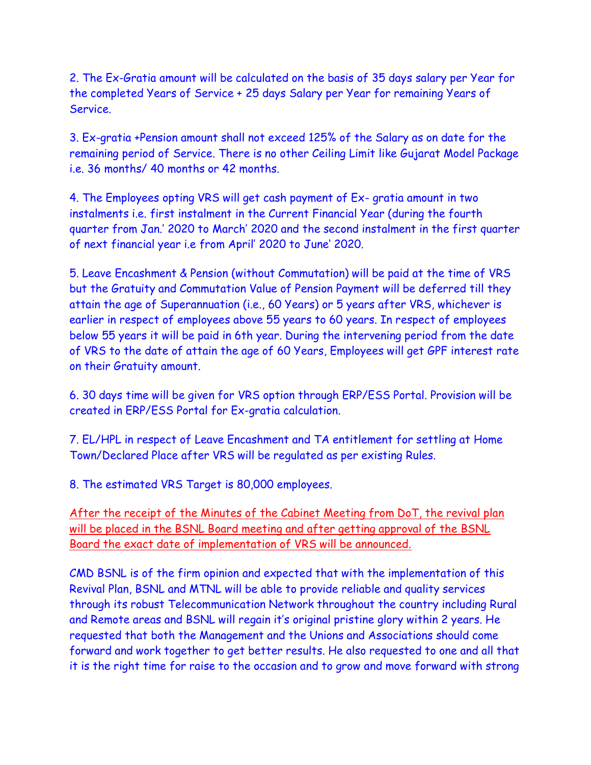2. The Ex-Gratia amount will be calculated on the basis of 35 days salary per Year for the completed Years of Service + 25 days Salary per Year for remaining Years of Service.

3. Ex-gratia +Pension amount shall not exceed 125% of the Salary as on date for the remaining period of Service. There is no other Ceiling Limit like Gujarat Model Package i.e. 36 months/ 40 months or 42 months.

4. The Employees opting VRS will get cash payment of Ex- gratia amount in two instalments i.e. first instalment in the Current Financial Year (during the fourth quarter from Jan.' 2020 to March' 2020 and the second instalment in the first quarter of next financial year i.e from April' 2020 to June' 2020.

5. Leave Encashment & Pension (without Commutation) will be paid at the time of VRS but the Gratuity and Commutation Value of Pension Payment will be deferred till they attain the age of Superannuation (i.e., 60 Years) or 5 years after VRS, whichever is earlier in respect of employees above 55 years to 60 years. In respect of employees below 55 years it will be paid in 6th year. During the intervening period from the date of VRS to the date of attain the age of 60 Years, Employees will get GPF interest rate on their Gratuity amount.

6. 30 days time will be given for VRS option through ERP/ESS Portal. Provision will be created in ERP/ESS Portal for Ex-gratia calculation.

7. EL/HPL in respect of Leave Encashment and TA entitlement for settling at Home Town/Declared Place after VRS will be regulated as per existing Rules.

8. The estimated VRS Target is 80,000 employees.

After the receipt of the Minutes of the Cabinet Meeting from DoT, the revival plan will be placed in the BSNL Board meeting and after getting approval of the BSNL Board the exact date of implementation of VRS will be announced.

CMD BSNL is of the firm opinion and expected that with the implementation of this Revival Plan, BSNL and MTNL will be able to provide reliable and quality services through its robust Telecommunication Network throughout the country including Rural and Remote areas and BSNL will regain it's original pristine glory within 2 years. He requested that both the Management and the Unions and Associations should come forward and work together to get better results. He also requested to one and all that it is the right time for raise to the occasion and to grow and move forward with strong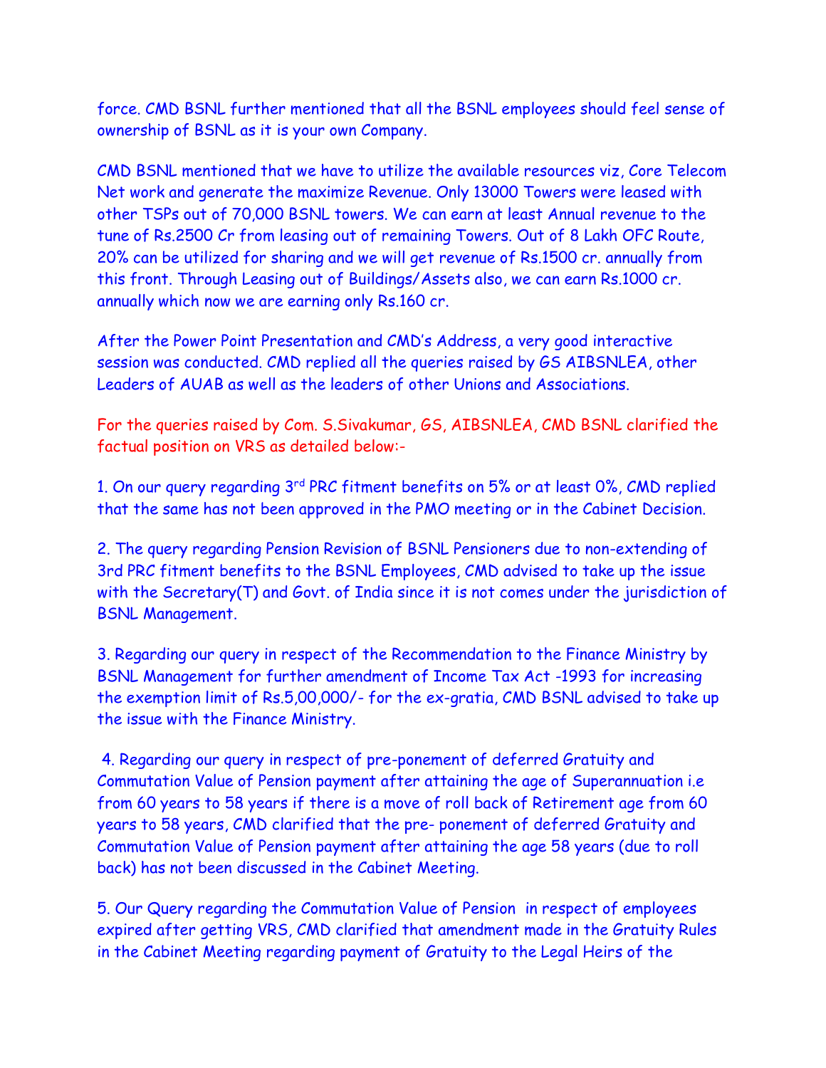force. CMD BSNL further mentioned that all the BSNL employees should feel sense of ownership of BSNL as it is your own Company.

CMD BSNL mentioned that we have to utilize the available resources viz, Core Telecom Net work and generate the maximize Revenue. Only 13000 Towers were leased with other TSPs out of 70,000 BSNL towers. We can earn at least Annual revenue to the tune of Rs.2500 Cr from leasing out of remaining Towers. Out of 8 Lakh OFC Route, 20% can be utilized for sharing and we will get revenue of Rs.1500 cr. annually from this front. Through Leasing out of Buildings/Assets also, we can earn Rs.1000 cr. annually which now we are earning only Rs.160 cr.

After the Power Point Presentation and CMD's Address, a very good interactive session was conducted. CMD replied all the queries raised by GS AIBSNLEA, other Leaders of AUAB as well as the leaders of other Unions and Associations.

For the queries raised by Com. S.Sivakumar, GS, AIBSNLEA, CMD BSNL clarified the factual position on VRS as detailed below:-

1. On our query regarding 3rd PRC fitment benefits on 5% or at least 0%, CMD replied that the same has not been approved in the PMO meeting or in the Cabinet Decision.

2. The query regarding Pension Revision of BSNL Pensioners due to non-extending of 3rd PRC fitment benefits to the BSNL Employees, CMD advised to take up the issue with the Secretary(T) and Govt. of India since it is not comes under the jurisdiction of BSNL Management.

3. Regarding our query in respect of the Recommendation to the Finance Ministry by BSNL Management for further amendment of Income Tax Act -1993 for increasing the exemption limit of Rs.5,00,000/- for the ex-gratia, CMD BSNL advised to take up the issue with the Finance Ministry.

4. Regarding our query in respect of pre-ponement of deferred Gratuity and Commutation Value of Pension payment after attaining the age of Superannuation i.e from 60 years to 58 years if there is a move of roll back of Retirement age from 60 years to 58 years, CMD clarified that the pre- ponement of deferred Gratuity and Commutation Value of Pension payment after attaining the age 58 years (due to roll back) has not been discussed in the Cabinet Meeting.

5. Our Query regarding the Commutation Value of Pension in respect of employees expired after getting VRS, CMD clarified that amendment made in the Gratuity Rules in the Cabinet Meeting regarding payment of Gratuity to the Legal Heirs of the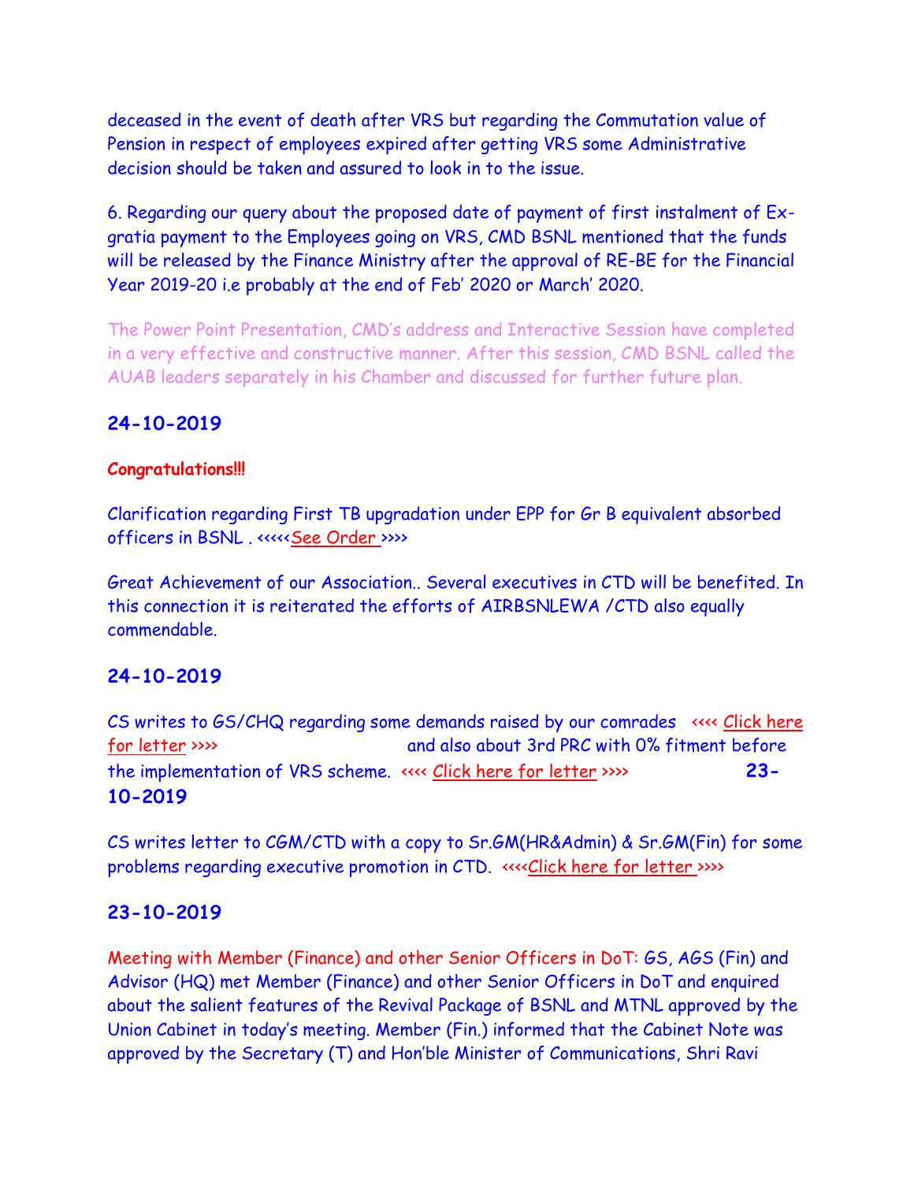deceased in the event of death after VRS but regarding the Commutation value of Pension in respect of employees expired after getting VRS some Administrative decision should be taken and assured to look in to the issue.

6. Regarding our query about the proposed date of payment of first instalment of Ex-gratia payment to the Employees going on VRS, CMD BSNL mentioned that the funds will be released by the Finance Ministry after the approval of RE-BE for the Financial Year 2019-20 i.e probably at the end of Feb' 2020 or March' 2020.

The Power Point Presentation, CMD's address and Interactive Session have completed in a very effective and constructive manner. After this session, CMD BSNL called the AUAB leaders separately in his Chamber and discussed for further future plan.

## 24-10-2019

**Congratulations!!!**

Clarification regarding First TB upgradation under EPP for Gr B equivalent absorbed officers in BSNL . <<<<<See Order >>>>

Great Achievement of our Association.. Several executives in CTD will be benefited. In this connection it is reiterated the efforts of AIRBSNLEWA /CTD also equally commendable.

## 24-10-2019

CS writes to GS/CHQ regarding some demands raised by our comrades <<<< Click here for letter >>>> and also about 3rd PRC with 0% fitment before the implementation of VRS scheme. <<<< Click here for letter >>>>

## 23-10-2019

CS writes letter to CGM/CTD with a copy to Sr.GM(HR&Admin) & Sr.GM(Fin) for some problems regarding executive promotion in CTD. <<<<Click here for letter >>>>

## 23-10-2019

Meeting with Member (Finance) and other Senior Officers in DoT: GS, AGS (Fin) and Advisor (HQ) met Member (Finance) and other Senior Officers in DoT and enquired about the salient features of the Revival Package of BSNL and MTNL approved by the Union Cabinet in today's meeting. Member (Fin.) informed that the Cabinet Note was approved by the Secretary (T) and Hon'ble Minister of Communications, Shri Ravi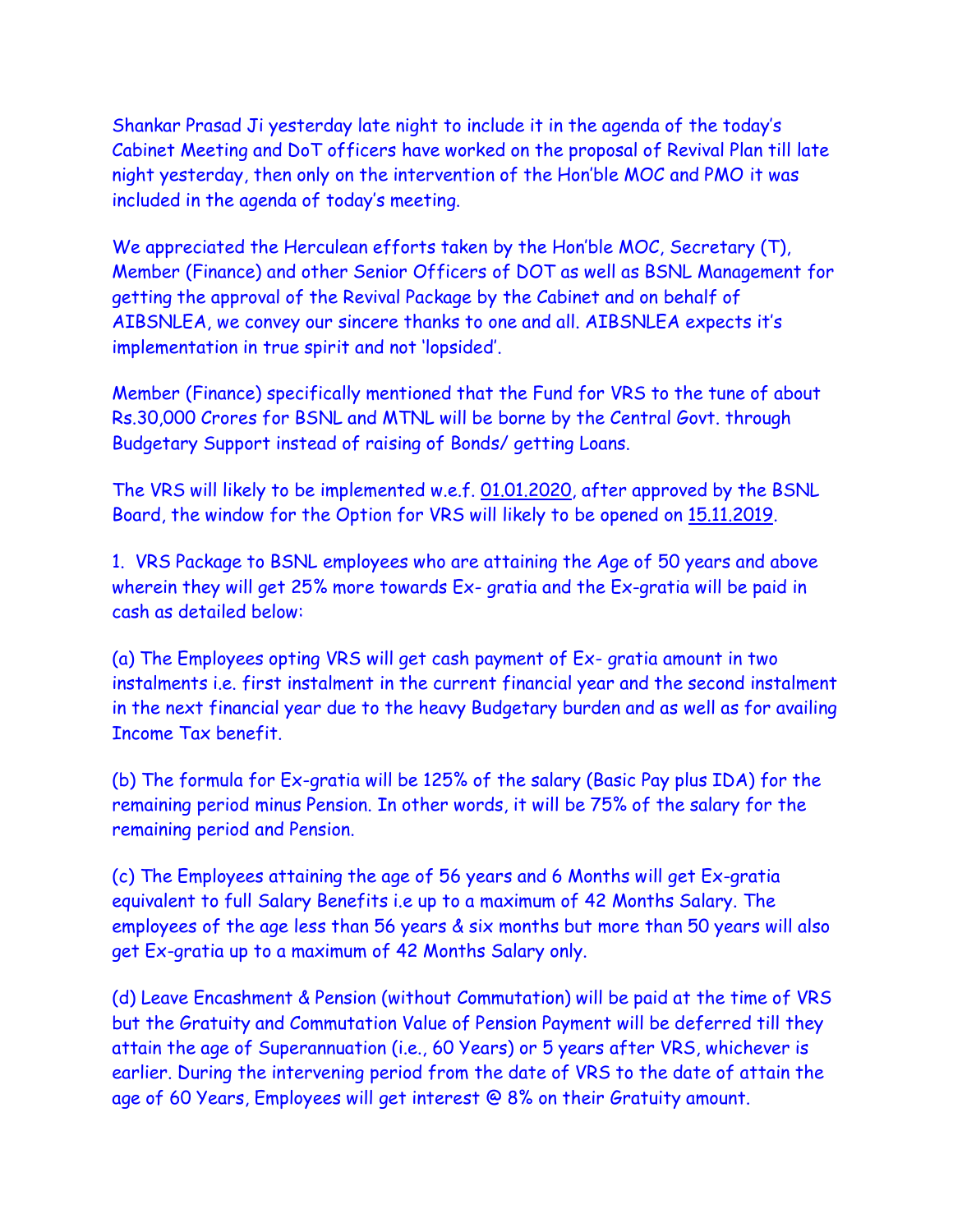Shankar Prasad Ji yesterday late night to include it in the agenda of the today's Cabinet Meeting and DoT officers have worked on the proposal of Revival Plan till late night yesterday, then only on the intervention of the Hon'ble MOC and PMO it was included in the agenda of today's meeting.

We appreciated the Herculean efforts taken by the Hon'ble MOC, Secretary (T), Member (Finance) and other Senior Officers of DOT as well as BSNL Management for getting the approval of the Revival Package by the Cabinet and on behalf of AIBSNLEA, we convey our sincere thanks to one and all. AIBSNLEA expects it's implementation in true spirit and not 'lopsided'.

Member (Finance) specifically mentioned that the Fund for VRS to the tune of about Rs.30,000 Crores for BSNL and MTNL will be borne by the Central Govt. through Budgetary Support instead of raising of Bonds/ getting Loans.

The VRS will likely to be implemented w.e.f. 01.01.2020, after approved by the BSNL Board, the window for the Option for VRS will likely to be opened on 15.11.2019.

1. VRS Package to BSNL employees who are attaining the Age of 50 years and above wherein they will get 25% more towards Ex- gratia and the Ex-gratia will be paid in cash as detailed below:

(a) The Employees opting VRS will get cash payment of Ex- gratia amount in two instalments i.e. first instalment in the current financial year and the second instalment in the next financial year due to the heavy Budgetary burden and as well as for availing Income Tax benefit.

(b) The formula for Ex-gratia will be 125% of the salary (Basic Pay plus IDA) for the remaining period minus Pension. In other words, it will be 75% of the salary for the remaining period and Pension.

(c) The Employees attaining the age of 56 years and 6 Months will get Ex-gratia equivalent to full Salary Benefits i.e up to a maximum of 42 Months Salary. The employees of the age less than 56 years & six months but more than 50 years will also get Ex-gratia up to a maximum of 42 Months Salary only.

(d) Leave Encashment & Pension (without Commutation) will be paid at the time of VRS but the Gratuity and Commutation Value of Pension Payment will be deferred till they attain the age of Superannuation (i.e., 60 Years) or 5 years after VRS, whichever is earlier. During the intervening period from the date of VRS to the date of attain the age of 60 Years, Employees will get interest @ 8% on their Gratuity amount.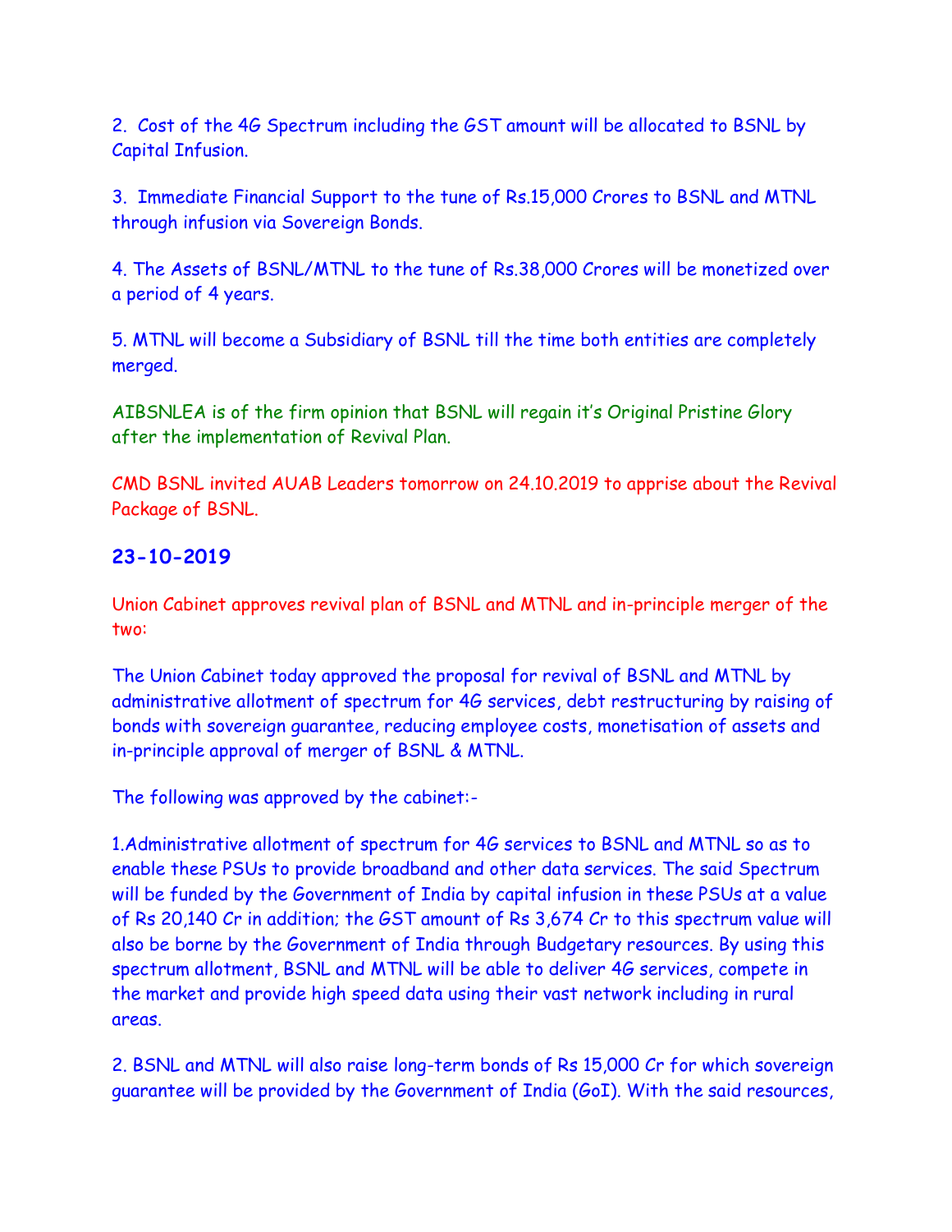2. Cost of the 4G Spectrum including the GST amount will be allocated to BSNL by Capital Infusion.

3. Immediate Financial Support to the tune of Rs.15,000 Crores to BSNL and MTNL through infusion via Sovereign Bonds.

4. The Assets of BSNL/MTNL to the tune of Rs.38,000 Crores will be monetized over a period of 4 years.

5. MTNL will become a Subsidiary of BSNL till the time both entities are completely merged.

AIBSNLEA is of the firm opinion that BSNL will regain it's Original Pristine Glory after the implementation of Revival Plan.

CMD BSNL invited AUAB Leaders tomorrow on 24.10.2019 to apprise about the Revival Package of BSNL.

### 23-10-2019

Union Cabinet approves revival plan of BSNL and MTNL and in-principle merger of the two:

The Union Cabinet today approved the proposal for revival of BSNL and MTNL by administrative allotment of spectrum for 4G services, debt restructuring by raising of bonds with sovereign guarantee, reducing employee costs, monetisation of assets and in-principle approval of merger of BSNL & MTNL.

The following was approved by the cabinet:-

1.Administrative allotment of spectrum for 4G services to BSNL and MTNL so as to enable these PSUs to provide broadband and other data services. The said Spectrum will be funded by the Government of India by capital infusion in these PSUs at a value of Rs 20,140 Cr in addition; the GST amount of Rs 3,674 Cr to this spectrum value will also be borne by the Government of India through Budgetary resources. By using this spectrum allotment, BSNL and MTNL will be able to deliver 4G services, compete in the market and provide high speed data using their vast network including in rural areas.

2. BSNL and MTNL will also raise long-term bonds of Rs 15,000 Cr for which sovereign guarantee will be provided by the Government of India (GoI). With the said resources,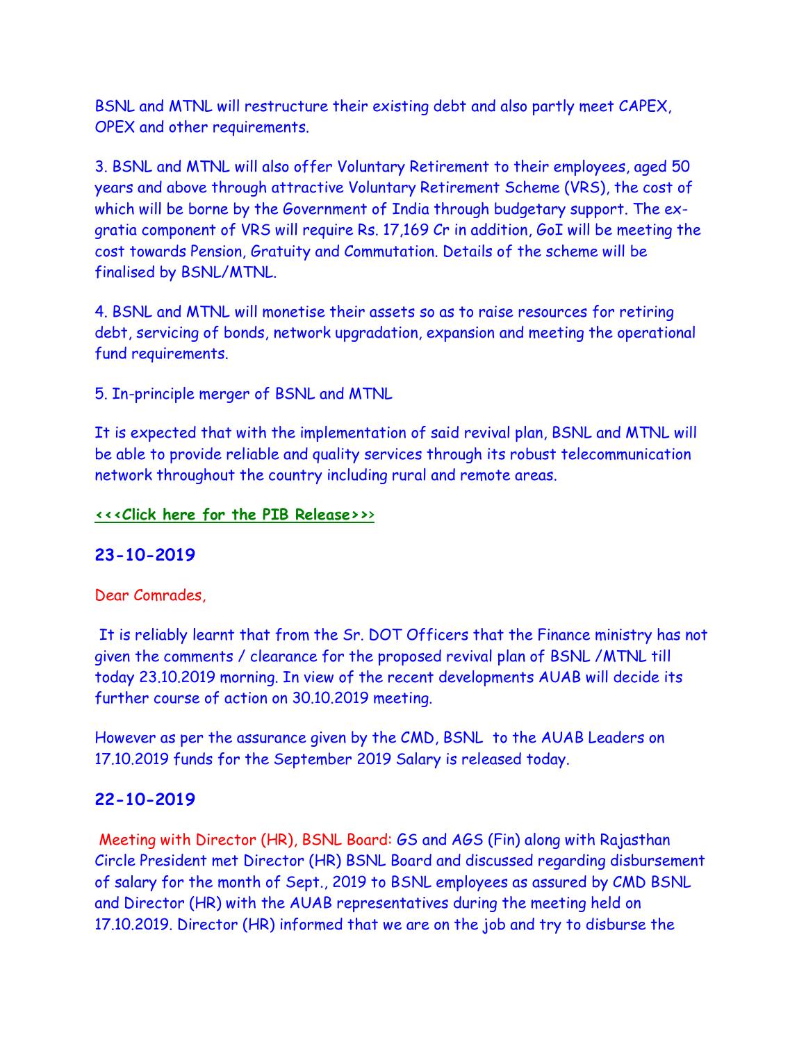BSNL and MTNL will restructure their existing debt and also partly meet CAPEX, OPEX and other requirements.

3. BSNL and MTNL will also offer Voluntary Retirement to their employees, aged 50 years and above through attractive Voluntary Retirement Scheme (VRS), the cost of which will be borne by the Government of India through budgetary support. The ex-gratia component of VRS will require Rs. 17,169 Cr in addition, GoI will be meeting the cost towards Pension, Gratuity and Commutation. Details of the scheme will be finalised by BSNL/MTNL.

4. BSNL and MTNL will monetise their assets so as to raise resources for retiring debt, servicing of bonds, network upgradation, expansion and meeting the operational fund requirements.

5. In-principle merger of BSNL and MTNL

It is expected that with the implementation of said revival plan, BSNL and MTNL will be able to provide reliable and quality services through its robust telecommunication network throughout the country including rural and remote areas.

**<<<Click here for the PIB Release>>>**

## 23-10-2019

Dear Comrades,

It is reliably learnt that from the Sr. DOT Officers that the Finance ministry has not given the comments / clearance for the proposed revival plan of BSNL /MTNL till today 23.10.2019 morning. In view of the recent developments AUAB will decide its further course of action on 30.10.2019 meeting.

However as per the assurance given by the CMD, BSNL to the AUAB Leaders on 17.10.2019 funds for the September 2019 Salary is released today.

## 22-10-2019

Meeting with Director (HR), BSNL Board: GS and AGS (Fin) along with Rajasthan Circle President met Director (HR) BSNL Board and discussed regarding disbursement of salary for the month of Sept., 2019 to BSNL employees as assured by CMD BSNL and Director (HR) with the AUAB representatives during the meeting held on 17.10.2019. Director (HR) informed that we are on the job and try to disburse the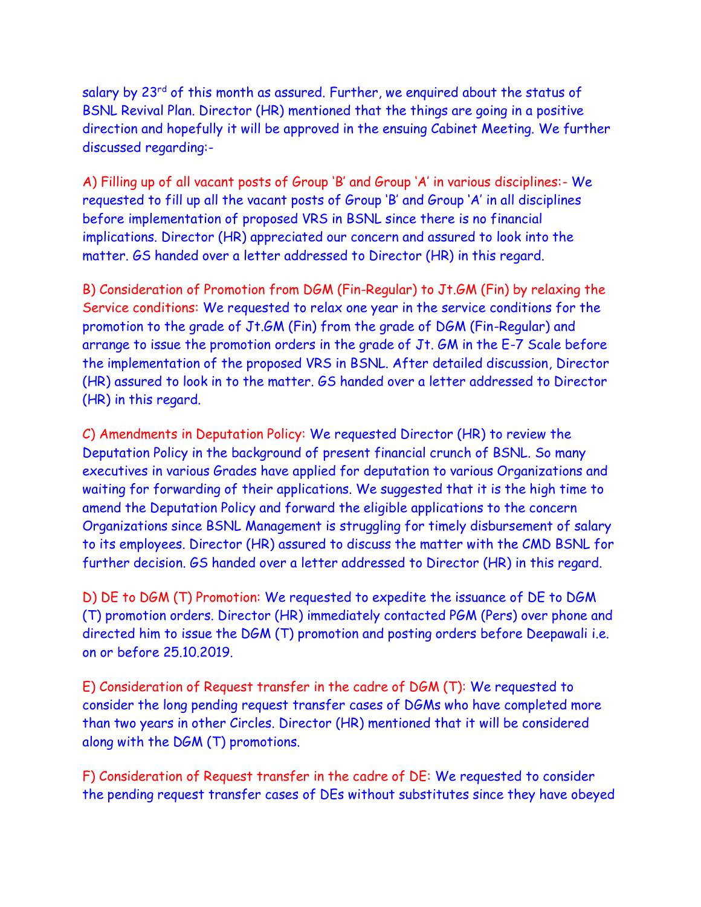salary by 23rd of this month as assured. Further, we enquired about the status of BSNL Revival Plan. Director (HR) mentioned that the things are going in a positive direction and hopefully it will be approved in the ensuing Cabinet Meeting. We further discussed regarding:-

A) Filling up of all vacant posts of Group 'B' and Group 'A' in various disciplines:- We requested to fill up all the vacant posts of Group 'B' and Group 'A' in all disciplines before implementation of proposed VRS in BSNL since there is no financial implications. Director (HR) appreciated our concern and assured to look into the matter. GS handed over a letter addressed to Director (HR) in this regard.

B) Consideration of Promotion from DGM (Fin-Regular) to Jt.GM (Fin) by relaxing the Service conditions: We requested to relax one year in the service conditions for the promotion to the grade of Jt.GM (Fin) from the grade of DGM (Fin-Regular) and arrange to issue the promotion orders in the grade of Jt. GM in the E-7 Scale before the implementation of the proposed VRS in BSNL. After detailed discussion, Director (HR) assured to look in to the matter. GS handed over a letter addressed to Director (HR) in this regard.

C) Amendments in Deputation Policy: We requested Director (HR) to review the Deputation Policy in the background of present financial crunch of BSNL. So many executives in various Grades have applied for deputation to various Organizations and waiting for forwarding of their applications. We suggested that it is the high time to amend the Deputation Policy and forward the eligible applications to the concern Organizations since BSNL Management is struggling for timely disbursement of salary to its employees. Director (HR) assured to discuss the matter with the CMD BSNL for further decision. GS handed over a letter addressed to Director (HR) in this regard.

D) DE to DGM (T) Promotion: We requested to expedite the issuance of DE to DGM (T) promotion orders. Director (HR) immediately contacted PGM (Pers) over phone and directed him to issue the DGM (T) promotion and posting orders before Deepawali i.e. on or before 25.10.2019.

E) Consideration of Request transfer in the cadre of DGM (T): We requested to consider the long pending request transfer cases of DGMs who have completed more than two years in other Circles. Director (HR) mentioned that it will be considered along with the DGM (T) promotions.

F) Consideration of Request transfer in the cadre of DE: We requested to consider the pending request transfer cases of DEs without substitutes since they have obeyed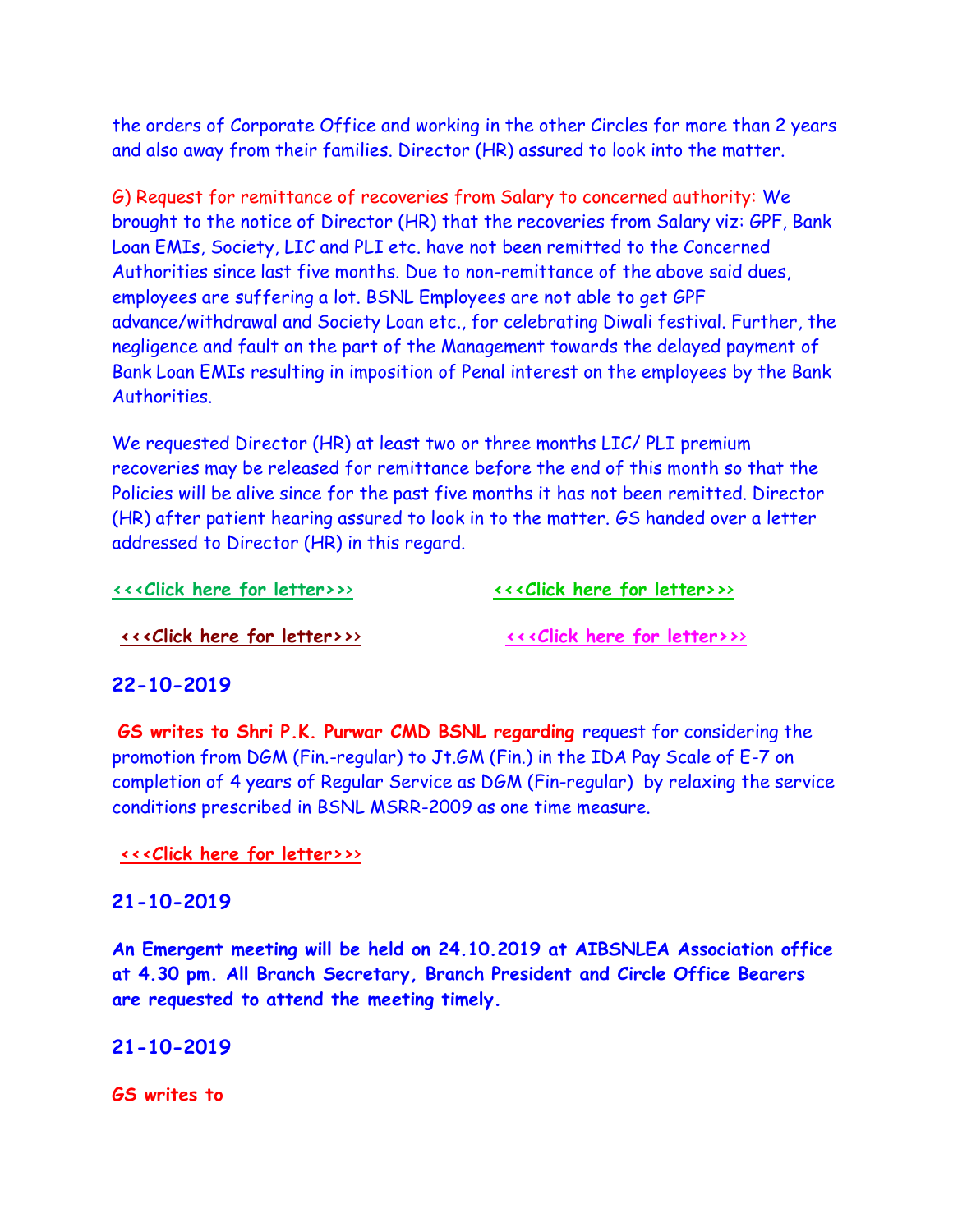the orders of Corporate Office and working in the other Circles for more than 2 years and also away from their families. Director (HR) assured to look into the matter.

G) Request for remittance of recoveries from Salary to concerned authority: We brought to the notice of Director (HR) that the recoveries from Salary viz: GPF, Bank Loan EMIs, Society, LIC and PLI etc. have not been remitted to the Concerned Authorities since last five months. Due to non-remittance of the above said dues, employees are suffering a lot. BSNL Employees are not able to get GPF advance/withdrawal and Society Loan etc., for celebrating Diwali festival. Further, the negligence and fault on the part of the Management towards the delayed payment of Bank Loan EMIs resulting in imposition of Penal interest on the employees by the Bank Authorities.

We requested Director (HR) at least two or three months LIC/ PLI premium recoveries may be released for remittance before the end of this month so that the Policies will be alive since for the past five months it has not been remitted. Director (HR) after patient hearing assured to look in to the matter. GS handed over a letter addressed to Director (HR) in this regard.

<<<Click here for letter>>> <<<Click here for letter>>>

<<<Click here for letter>>> <<<Click here for letter>>>

**22-10-2019**

**GS writes to Shri P.K. Purwar CMD BSNL regarding** request for considering the promotion from DGM (Fin.-regular) to Jt.GM (Fin.) in the IDA Pay Scale of E-7 on completion of 4 years of Regular Service as DGM (Fin-regular) by relaxing the service conditions prescribed in BSNL MSRR-2009 as one time measure.

<<<Click here for letter>>>

**21-10-2019**

**An Emergent meeting will be held on 24.10.2019 at AIBSNLEA Association office at 4.30 pm. All Branch Secretary, Branch President and Circle Office Bearers are requested to attend the meeting timely.**

**21-10-2019**

**GS writes to**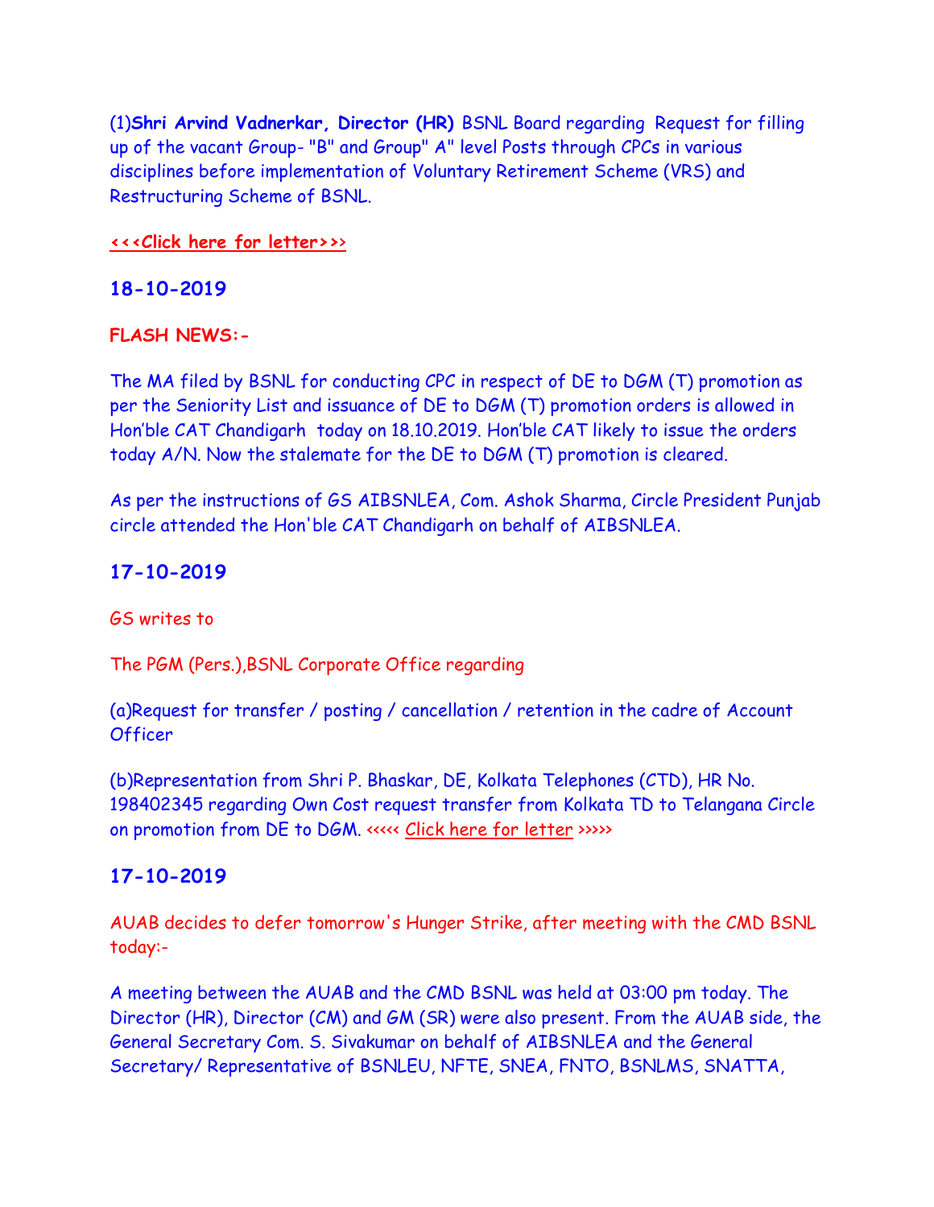(1)**Shri Arvind Vadnerkar, Director (HR)** BSNL Board regarding Request for filling up of the vacant Group- "B" and Group" A" level Posts through CPCs in various disciplines before implementation of Voluntary Retirement Scheme (VRS) and Restructuring Scheme of BSNL.

**<<<Click here for letter>>>**

## 18-10-2019

**FLASH NEWS:-**

The MA filed by BSNL for conducting CPC in respect of DE to DGM (T) promotion as per the Seniority List and issuance of DE to DGM (T) promotion orders is allowed in Hon'ble CAT Chandigarh today on 18.10.2019. Hon'ble CAT likely to issue the orders today A/N. Now the stalemate for the DE to DGM (T) promotion is cleared.

As per the instructions of GS AIBSNLEA, Com. Ashok Sharma, Circle President Punjab circle attended the Hon'ble CAT Chandigarh on behalf of AIBSNLEA.

## 17-10-2019

GS writes to

The PGM (Pers.),BSNL Corporate Office regarding

(a)Request for transfer / posting / cancellation / retention in the cadre of Account Officer

(b)Representation from Shri P. Bhaskar, DE, Kolkata Telephones (CTD), HR No. 198402345 regarding Own Cost request transfer from Kolkata TD to Telangana Circle on promotion from DE to DGM. <<<<< Click here for letter >>>>>

## 17-10-2019

AUAB decides to defer tomorrow's Hunger Strike, after meeting with the CMD BSNL today:-

A meeting between the AUAB and the CMD BSNL was held at 03:00 pm today. The Director (HR), Director (CM) and GM (SR) were also present. From the AUAB side, the General Secretary Com. S. Sivakumar on behalf of AIBSNLEA and the General Secretary/ Representative of BSNLEU, NFTE, SNEA, FNTO, BSNLMS, SNATTA,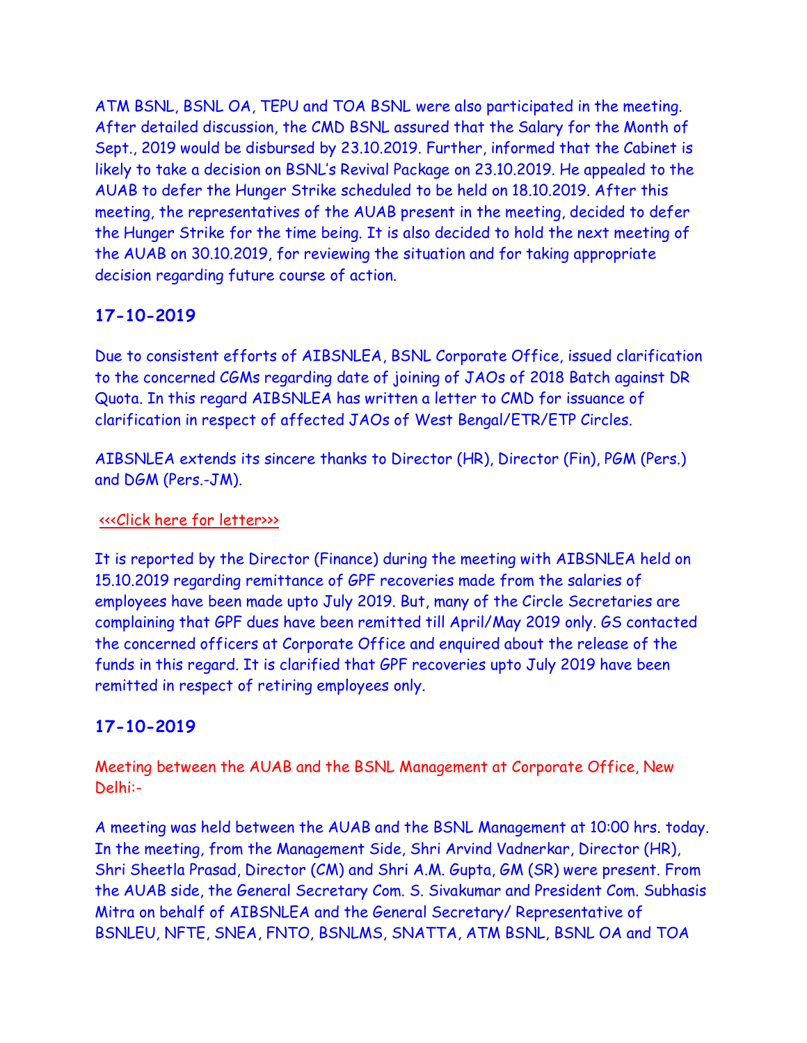ATM BSNL, BSNL OA, TEPU and TOA BSNL were also participated in the meeting. After detailed discussion, the CMD BSNL assured that the Salary for the Month of Sept., 2019 would be disbursed by 23.10.2019. Further, informed that the Cabinet is likely to take a decision on BSNL's Revival Package on 23.10.2019. He appealed to the AUAB to defer the Hunger Strike scheduled to be held on 18.10.2019. After this meeting, the representatives of the AUAB present in the meeting, decided to defer the Hunger Strike for the time being. It is also decided to hold the next meeting of the AUAB on 30.10.2019, for reviewing the situation and for taking appropriate decision regarding future course of action.

## 17-10-2019

Due to consistent efforts of AIBSNLEA, BSNL Corporate Office, issued clarification to the concerned CGMs regarding date of joining of JAOs of 2018 Batch against DR Quota. In this regard AIBSNLEA has written a letter to CMD for issuance of clarification in respect of affected JAOs of West Bengal/ETR/ETP Circles.

AIBSNLEA extends its sincere thanks to Director (HR), Director (Fin), PGM (Pers.) and DGM (Pers.-JM).

<<<Click here for letter>>>

It is reported by the Director (Finance) during the meeting with AIBSNLEA held on 15.10.2019 regarding remittance of GPF recoveries made from the salaries of employees have been made upto July 2019. But, many of the Circle Secretaries are complaining that GPF dues have been remitted till April/May 2019 only. GS contacted the concerned officers at Corporate Office and enquired about the release of the funds in this regard. It is clarified that GPF recoveries upto July 2019 have been remitted in respect of retiring employees only.

## 17-10-2019

Meeting between the AUAB and the BSNL Management at Corporate Office, New Delhi:-

A meeting was held between the AUAB and the BSNL Management at 10:00 hrs. today. In the meeting, from the Management Side, Shri Arvind Vadnerkar, Director (HR), Shri Sheetla Prasad, Director (CM) and Shri A.M. Gupta, GM (SR) were present. From the AUAB side, the General Secretary Com. S. Sivakumar and President Com. Subhasis Mitra on behalf of AIBSNLEA and the General Secretary/ Representative of BSNLEU, NFTE, SNEA, FNTO, BSNLMS, SNATTA, ATM BSNL, BSNL OA and TOA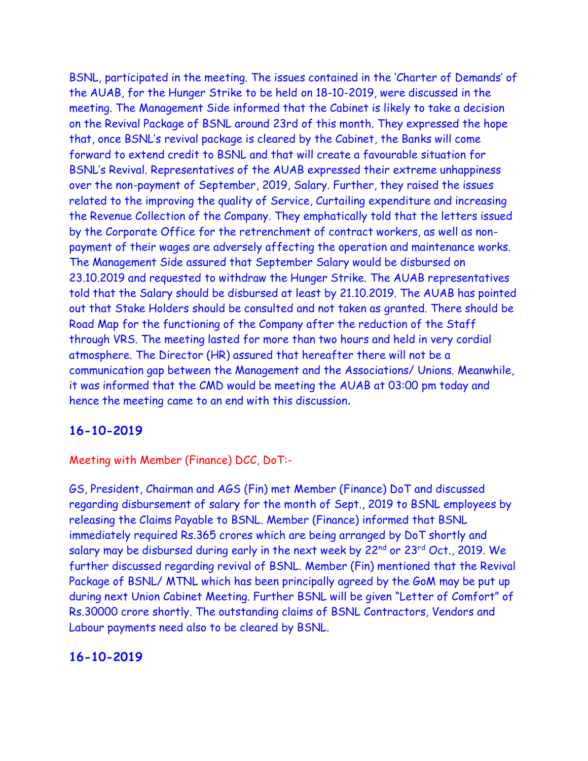BSNL, participated in the meeting. The issues contained in the 'Charter of Demands' of the AUAB, for the Hunger Strike to be held on 18-10-2019, were discussed in the meeting. The Management Side informed that the Cabinet is likely to take a decision on the Revival Package of BSNL around 23rd of this month. They expressed the hope that, once BSNL's revival package is cleared by the Cabinet, the Banks will come forward to extend credit to BSNL and that will create a favourable situation for BSNL's Revival. Representatives of the AUAB expressed their extreme unhappiness over the non-payment of September, 2019, Salary. Further, they raised the issues related to the improving the quality of Service, Curtailing expenditure and increasing the Revenue Collection of the Company. They emphatically told that the letters issued by the Corporate Office for the retrenchment of contract workers, as well as non-payment of their wages are adversely affecting the operation and maintenance works. The Management Side assured that September Salary would be disbursed on 23.10.2019 and requested to withdraw the Hunger Strike. The AUAB representatives told that the Salary should be disbursed at least by 21.10.2019. The AUAB has pointed out that Stake Holders should be consulted and not taken as granted. There should be Road Map for the functioning of the Company after the reduction of the Staff through VRS. The meeting lasted for more than two hours and held in very cordial atmosphere. The Director (HR) assured that hereafter there will not be a communication gap between the Management and the Associations/ Unions. Meanwhile, it was informed that the CMD would be meeting the AUAB at 03:00 pm today and hence the meeting came to an end with this discussion.

## 16-10-2019

Meeting with Member (Finance) DCC, DoT:-

GS, President, Chairman and AGS (Fin) met Member (Finance) DoT and discussed regarding disbursement of salary for the month of Sept., 2019 to BSNL employees by releasing the Claims Payable to BSNL. Member (Finance) informed that BSNL immediately required Rs.365 crores which are being arranged by DoT shortly and salary may be disbursed during early in the next week by 22nd or 23rd Oct., 2019. We further discussed regarding revival of BSNL. Member (Fin) mentioned that the Revival Package of BSNL/ MTNL which has been principally agreed by the GoM may be put up during next Union Cabinet Meeting. Further BSNL will be given "Letter of Comfort" of Rs.30000 crore shortly. The outstanding claims of BSNL Contractors, Vendors and Labour payments need also to be cleared by BSNL.

## 16-10-2019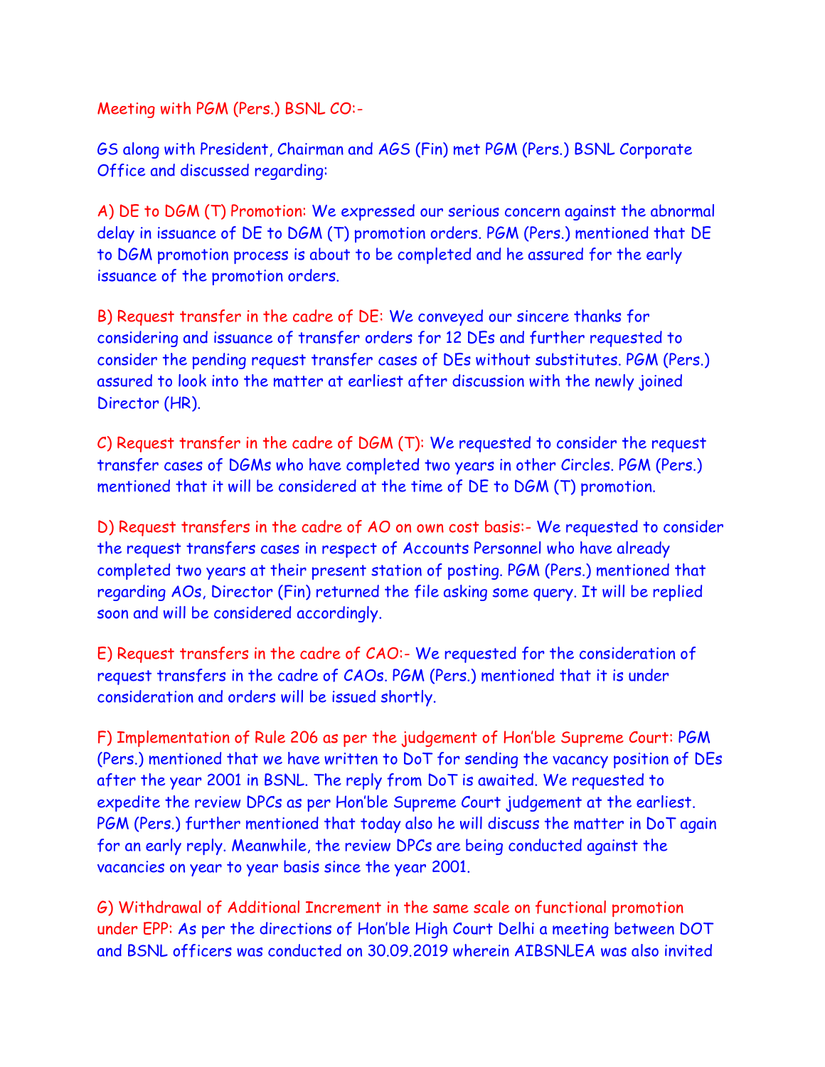Meeting with PGM (Pers.) BSNL CO:-

GS along with President, Chairman and AGS (Fin) met PGM (Pers.) BSNL Corporate Office and discussed regarding:

A) DE to DGM (T) Promotion: We expressed our serious concern against the abnormal delay in issuance of DE to DGM (T) promotion orders. PGM (Pers.) mentioned that DE to DGM promotion process is about to be completed and he assured for the early issuance of the promotion orders.

B) Request transfer in the cadre of DE: We conveyed our sincere thanks for considering and issuance of transfer orders for 12 DEs and further requested to consider the pending request transfer cases of DEs without substitutes. PGM (Pers.) assured to look into the matter at earliest after discussion with the newly joined Director (HR).

C) Request transfer in the cadre of DGM (T): We requested to consider the request transfer cases of DGMs who have completed two years in other Circles. PGM (Pers.) mentioned that it will be considered at the time of DE to DGM (T) promotion.

D) Request transfers in the cadre of AO on own cost basis:- We requested to consider the request transfers cases in respect of Accounts Personnel who have already completed two years at their present station of posting. PGM (Pers.) mentioned that regarding AOs, Director (Fin) returned the file asking some query. It will be replied soon and will be considered accordingly.

E) Request transfers in the cadre of CAO:- We requested for the consideration of request transfers in the cadre of CAOs. PGM (Pers.) mentioned that it is under consideration and orders will be issued shortly.

F) Implementation of Rule 206 as per the judgement of Hon'ble Supreme Court: PGM (Pers.) mentioned that we have written to DoT for sending the vacancy position of DEs after the year 2001 in BSNL. The reply from DoT is awaited. We requested to expedite the review DPCs as per Hon'ble Supreme Court judgement at the earliest. PGM (Pers.) further mentioned that today also he will discuss the matter in DoT again for an early reply. Meanwhile, the review DPCs are being conducted against the vacancies on year to year basis since the year 2001.

G) Withdrawal of Additional Increment in the same scale on functional promotion under EPP: As per the directions of Hon'ble High Court Delhi a meeting between DOT and BSNL officers was conducted on 30.09.2019 wherein AIBSNLEA was also invited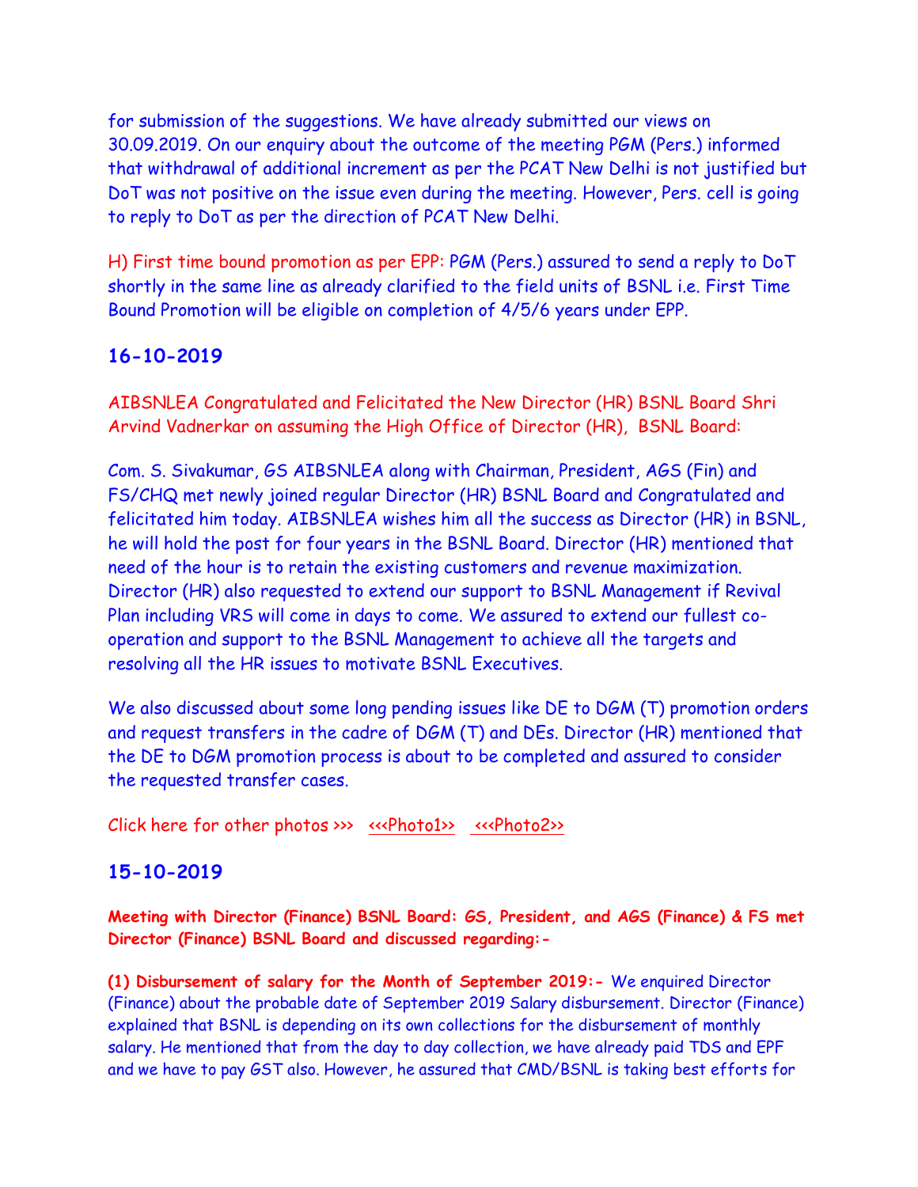for submission of the suggestions. We have already submitted our views on 30.09.2019. On our enquiry about the outcome of the meeting PGM (Pers.) informed that withdrawal of additional increment as per the PCAT New Delhi is not justified but DoT was not positive on the issue even during the meeting. However, Pers. cell is going to reply to DoT as per the direction of PCAT New Delhi.

H) First time bound promotion as per EPP: PGM (Pers.) assured to send a reply to DoT shortly in the same line as already clarified to the field units of BSNL i.e. First Time Bound Promotion will be eligible on completion of 4/5/6 years under EPP.

## 16-10-2019

AIBSNLEA Congratulated and Felicitated the New Director (HR) BSNL Board Shri Arvind Vadnerkar on assuming the High Office of Director (HR), BSNL Board:

Com. S. Sivakumar, GS AIBSNLEA along with Chairman, President, AGS (Fin) and FS/CHQ met newly joined regular Director (HR) BSNL Board and Congratulated and felicitated him today. AIBSNLEA wishes him all the success as Director (HR) in BSNL, he will hold the post for four years in the BSNL Board. Director (HR) mentioned that need of the hour is to retain the existing customers and revenue maximization. Director (HR) also requested to extend our support to BSNL Management if Revival Plan including VRS will come in days to come. We assured to extend our fullest co-operation and support to the BSNL Management to achieve all the targets and resolving all the HR issues to motivate BSNL Executives.

We also discussed about some long pending issues like DE to DGM (T) promotion orders and request transfers in the cadre of DGM (T) and DEs. Director (HR) mentioned that the DE to DGM promotion process is about to be completed and assured to consider the requested transfer cases.

Click here for other photos >>> <<<Photo1>> <<<Photo2>>

## 15-10-2019

**Meeting with Director (Finance) BSNL Board: GS, President, and AGS (Finance) & FS met Director (Finance) BSNL Board and discussed regarding:-**

**(1) Disbursement of salary for the Month of September 2019:-** We enquired Director (Finance) about the probable date of September 2019 Salary disbursement. Director (Finance) explained that BSNL is depending on its own collections for the disbursement of monthly salary. He mentioned that from the day to day collection, we have already paid TDS and EPF and we have to pay GST also. However, he assured that CMD/BSNL is taking best efforts for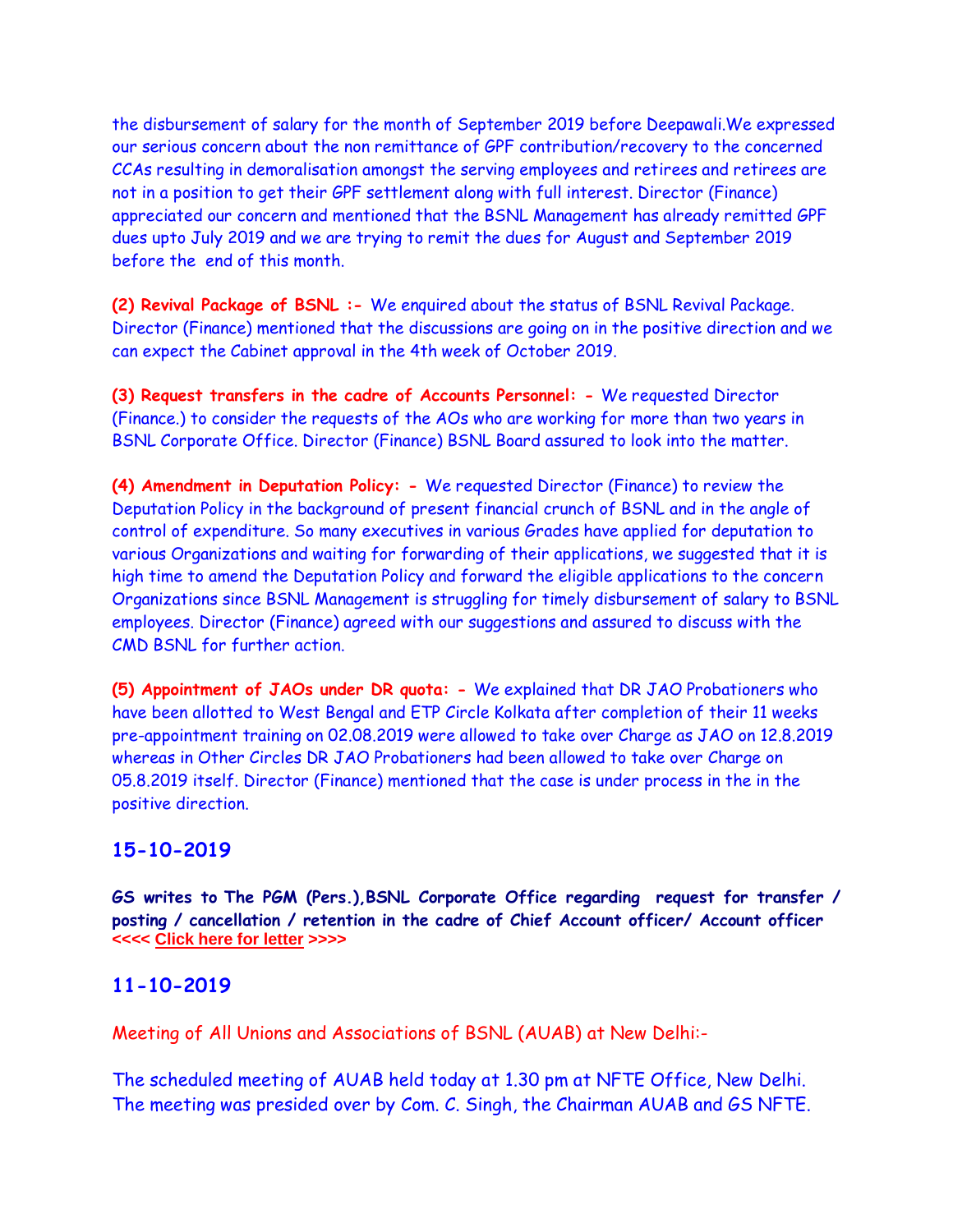the disbursement of salary for the month of September 2019 before Deepawali.We expressed our serious concern about the non remittance of GPF contribution/recovery to the concerned CCAs resulting in demoralisation amongst the serving employees and retirees and retirees are not in a position to get their GPF settlement along with full interest. Director (Finance) appreciated our concern and mentioned that the BSNL Management has already remitted GPF dues upto July 2019 and we are trying to remit the dues for August and September 2019 before the end of this month.

**(2) Revival Package of BSNL :-** We enquired about the status of BSNL Revival Package. Director (Finance) mentioned that the discussions are going on in the positive direction and we can expect the Cabinet approval in the 4th week of October 2019.

**(3) Request transfers in the cadre of Accounts Personnel: -** We requested Director (Finance.) to consider the requests of the AOs who are working for more than two years in BSNL Corporate Office. Director (Finance) BSNL Board assured to look into the matter.

**(4) Amendment in Deputation Policy: -** We requested Director (Finance) to review the Deputation Policy in the background of present financial crunch of BSNL and in the angle of control of expenditure. So many executives in various Grades have applied for deputation to various Organizations and waiting for forwarding of their applications, we suggested that it is high time to amend the Deputation Policy and forward the eligible applications to the concern Organizations since BSNL Management is struggling for timely disbursement of salary to BSNL employees. Director (Finance) agreed with our suggestions and assured to discuss with the CMD BSNL for further action.

**(5) Appointment of JAOs under DR quota: -** We explained that DR JAO Probationers who have been allotted to West Bengal and ETP Circle Kolkata after completion of their 11 weeks pre-appointment training on 02.08.2019 were allowed to take over Charge as JAO on 12.8.2019 whereas in Other Circles DR JAO Probationers had been allowed to take over Charge on 05.8.2019 itself. Director (Finance) mentioned that the case is under process in the in the positive direction.

## 15-10-2019

**GS writes to The PGM (Pers.),BSNL Corporate Office regarding request for transfer / posting / cancellation / retention in the cadre of Chief Account officer/ Account officer <<<< Click here for letter >>>>**

## 11-10-2019

Meeting of All Unions and Associations of BSNL (AUAB) at New Delhi:-

The scheduled meeting of AUAB held today at 1.30 pm at NFTE Office, New Delhi. The meeting was presided over by Com. C. Singh, the Chairman AUAB and GS NFTE.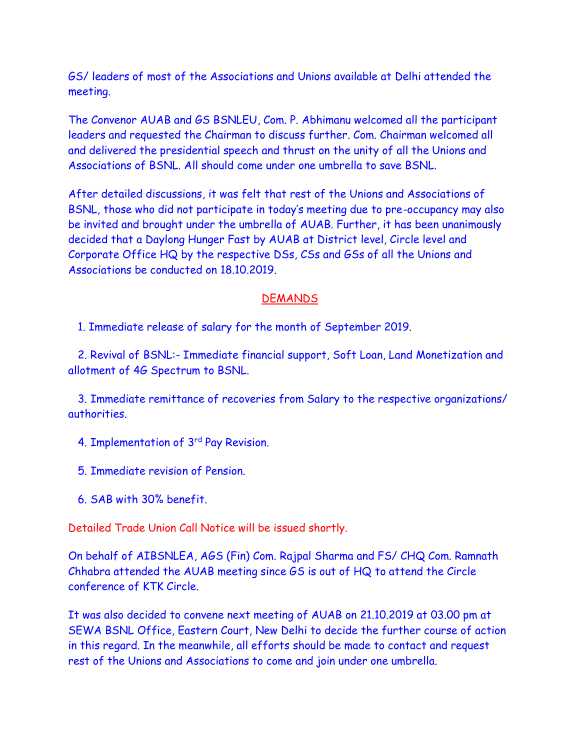GS/ leaders of most of the Associations and Unions available at Delhi attended the meeting.

The Convenor AUAB and GS BSNLEU, Com. P. Abhimanu welcomed all the participant leaders and requested the Chairman to discuss further. Com. Chairman welcomed all and delivered the presidential speech and thrust on the unity of all the Unions and Associations of BSNL. All should come under one umbrella to save BSNL.

After detailed discussions, it was felt that rest of the Unions and Associations of BSNL, those who did not participate in today's meeting due to pre-occupancy may also be invited and brought under the umbrella of AUAB. Further, it has been unanimously decided that a Daylong Hunger Fast by AUAB at District level, Circle level and Corporate Office HQ by the respective DSs, CSs and GSs of all the Unions and Associations be conducted on 18.10.2019.

## DEMANDS

1. Immediate release of salary for the month of September 2019.
2. Revival of BSNL:- Immediate financial support, Soft Loan, Land Monetization and allotment of 4G Spectrum to BSNL.
3. Immediate remittance of recoveries from Salary to the respective organizations/ authorities.
4. Implementation of 3rd Pay Revision.
5. Immediate revision of Pension.
6. SAB with 30% benefit.

Detailed Trade Union Call Notice will be issued shortly.

On behalf of AIBSNLEA, AGS (Fin) Com. Rajpal Sharma and FS/ CHQ Com. Ramnath Chhabra attended the AUAB meeting since GS is out of HQ to attend the Circle conference of KTK Circle.

It was also decided to convene next meeting of AUAB on 21.10.2019 at 03.00 pm at SEWA BSNL Office, Eastern Court, New Delhi to decide the further course of action in this regard. In the meanwhile, all efforts should be made to contact and request rest of the Unions and Associations to come and join under one umbrella.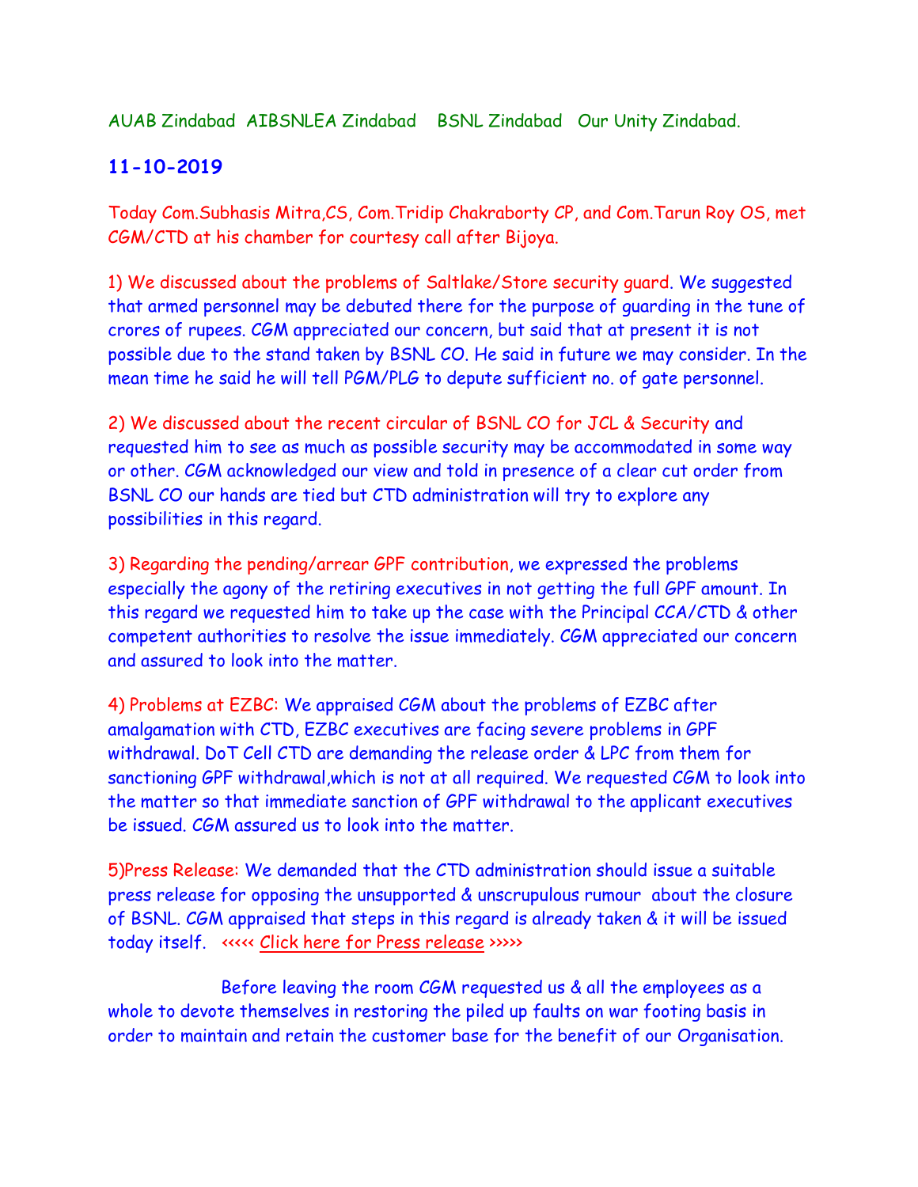AUAB Zindabad  AIBSNLEA Zindabad   BSNL Zindabad   Our Unity Zindabad.

**11-10-2019**

Today Com.Subhasis Mitra,CS, Com.Tridip Chakraborty CP, and Com.Tarun Roy OS, met CGM/CTD at his chamber for courtesy call after Bijoya.

1) We discussed about the problems of Saltlake/Store security guard. We suggested that armed personnel may be debuted there for the purpose of guarding in the tune of crores of rupees. CGM appreciated our concern, but said that at present it is not possible due to the stand taken by BSNL CO. He said in future we may consider. In the mean time he said he will tell PGM/PLG to depute sufficient no. of gate personnel.

2) We discussed about the recent circular of BSNL CO for JCL & Security and requested him to see as much as possible security may be accommodated in some way or other. CGM acknowledged our view and told in presence of a clear cut order from BSNL CO our hands are tied but CTD administration will try to explore any possibilities in this regard.

3) Regarding the pending/arrear GPF contribution, we expressed the problems especially the agony of the retiring executives in not getting the full GPF amount. In this regard we requested him to take up the case with the Principal CCA/CTD & other competent authorities to resolve the issue immediately. CGM appreciated our concern and assured to look into the matter.

4) Problems at EZBC: We appraised CGM about the problems of EZBC after amalgamation with CTD, EZBC executives are facing severe problems in GPF withdrawal. DoT Cell CTD are demanding the release order & LPC from them for sanctioning GPF withdrawal,which is not at all required. We requested CGM to look into the matter so that immediate sanction of GPF withdrawal to the applicant executives be issued. CGM assured us to look into the matter.

5)Press Release: We demanded that the CTD administration should issue a suitable press release for opposing the unsupported & unscrupulous rumour about the closure of BSNL. CGM appraised that steps in this regard is already taken & it will be issued today itself.   <<<<< Click here for Press release >>>>>

Before leaving the room CGM requested us & all the employees as a whole to devote themselves in restoring the piled up faults on war footing basis in order to maintain and retain the customer base for the benefit of our Organisation.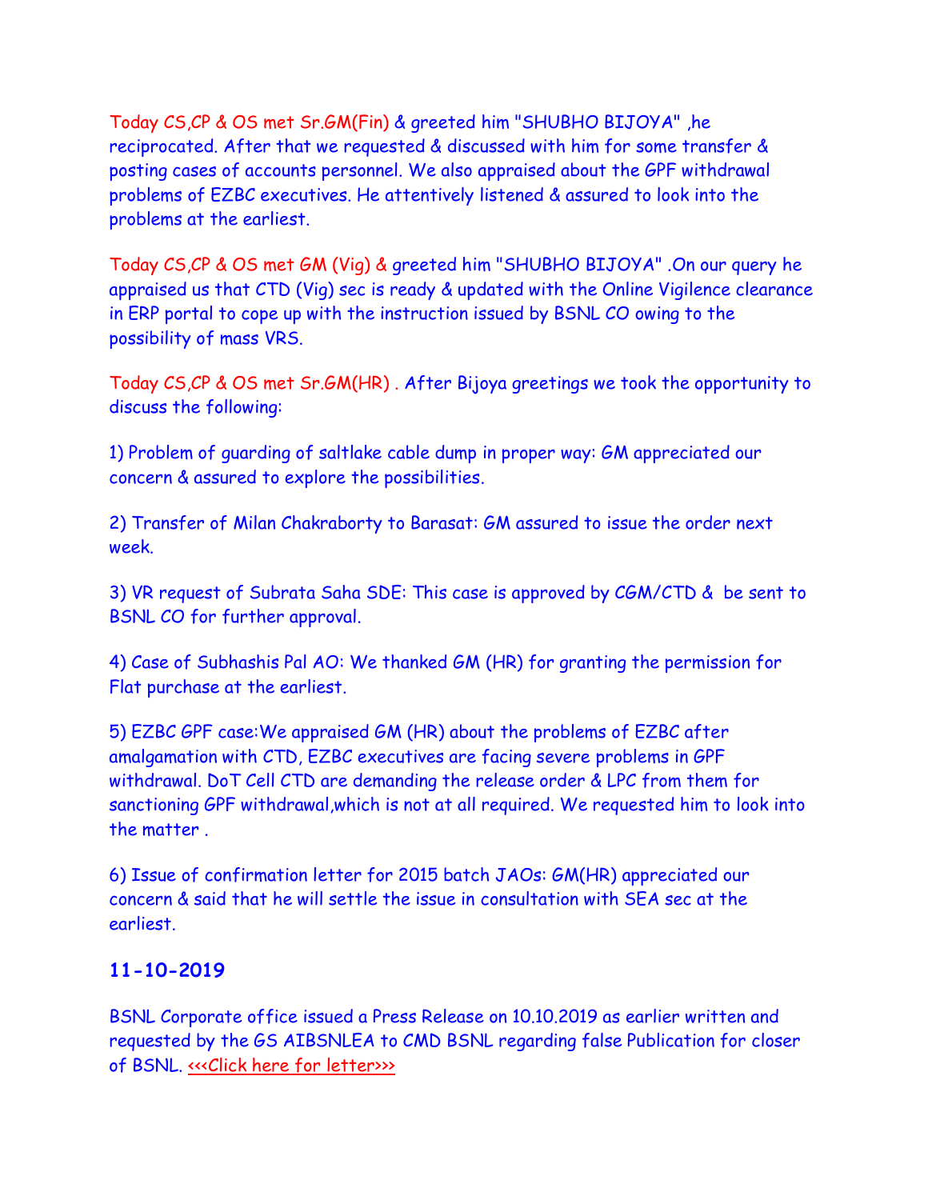Today CS,CP & OS met Sr.GM(Fin) & greeted him "SHUBHO BIJOYA" ,he reciprocated. After that we requested & discussed with him for some transfer & posting cases of accounts personnel. We also appraised about the GPF withdrawal problems of EZBC executives. He attentively listened & assured to look into the problems at the earliest.

Today CS,CP & OS met GM (Vig) & greeted him "SHUBHO BIJOYA" .On our query he appraised us that CTD (Vig) sec is ready & updated with the Online Vigilence clearance in ERP portal to cope up with the instruction issued by BSNL CO owing to the possibility of mass VRS.

Today CS,CP & OS met Sr.GM(HR) . After Bijoya greetings we took the opportunity to discuss the following:

1) Problem of guarding of saltlake cable dump in proper way: GM appreciated our concern & assured to explore the possibilities.

2) Transfer of Milan Chakraborty to Barasat: GM assured to issue the order next week.

3) VR request of Subrata Saha SDE: This case is approved by CGM/CTD & be sent to BSNL CO for further approval.

4) Case of Subhashis Pal AO: We thanked GM (HR) for granting the permission for Flat purchase at the earliest.

5) EZBC GPF case:We appraised GM (HR) about the problems of EZBC after amalgamation with CTD, EZBC executives are facing severe problems in GPF withdrawal. DoT Cell CTD are demanding the release order & LPC from them for sanctioning GPF withdrawal,which is not at all required. We requested him to look into the matter .

6) Issue of confirmation letter for 2015 batch JAOs: GM(HR) appreciated our concern & said that he will settle the issue in consultation with SEA sec at the earliest.

## 11-10-2019

BSNL Corporate office issued a Press Release on 10.10.2019 as earlier written and requested by the GS AIBSNLEA to CMD BSNL regarding false Publication for closer of BSNL. <<<Click here for letter>>>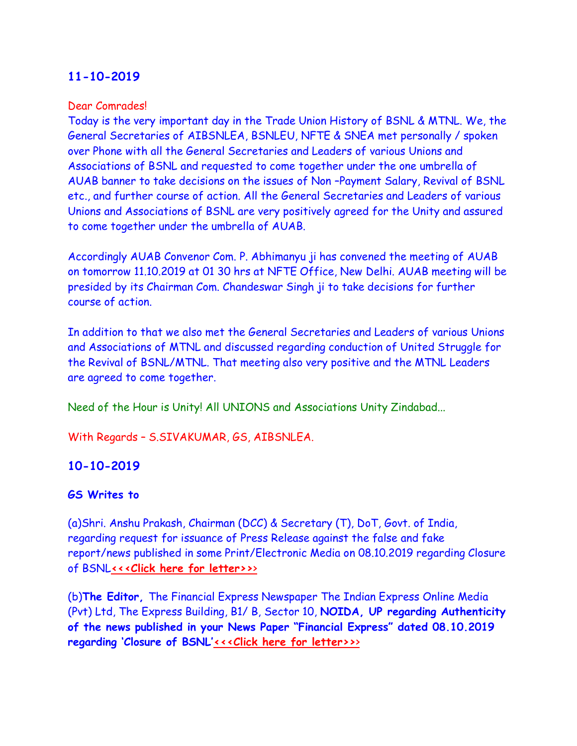## 11-10-2019

Dear Comrades!

Today is the very important day in the Trade Union History of BSNL & MTNL. We, the General Secretaries of AIBSNLEA, BSNLEU, NFTE & SNEA met personally / spoken over Phone with all the General Secretaries and Leaders of various Unions and Associations of BSNL and requested to come together under the one umbrella of AUAB banner to take decisions on the issues of Non –Payment Salary, Revival of BSNL etc., and further course of action. All the General Secretaries and Leaders of various Unions and Associations of BSNL are very positively agreed for the Unity and assured to come together under the umbrella of AUAB.

Accordingly AUAB Convenor Com. P. Abhimanyu ji has convened the meeting of AUAB on tomorrow 11.10.2019 at 01 30 hrs at NFTE Office, New Delhi. AUAB meeting will be presided by its Chairman Com. Chandeswar Singh ji to take decisions for further course of action.

In addition to that we also met the General Secretaries and Leaders of various Unions and Associations of MTNL and discussed regarding conduction of United Struggle for the Revival of BSNL/MTNL. That meeting also very positive and the MTNL Leaders are agreed to come together.

Need of the Hour is Unity! All UNIONS and Associations Unity Zindabad...

With Regards – S.SIVAKUMAR, GS, AIBSNLEA.

## 10-10-2019

**GS Writes to**

(a)Shri. Anshu Prakash, Chairman (DCC) & Secretary (T), DoT, Govt. of India, regarding request for issuance of Press Release against the false and fake report/news published in some Print/Electronic Media on 08.10.2019 regarding Closure of BSNL**<<<Click here for letter>>>**

(b)**The Editor,** The Financial Express Newspaper The Indian Express Online Media (Pvt) Ltd, The Express Building, B1/ B, Sector 10, **NOIDA, UP regarding Authenticity of the news published in your News Paper "Financial Express" dated 08.10.2019 regarding 'Closure of BSNL'<<<Click here for letter>>>**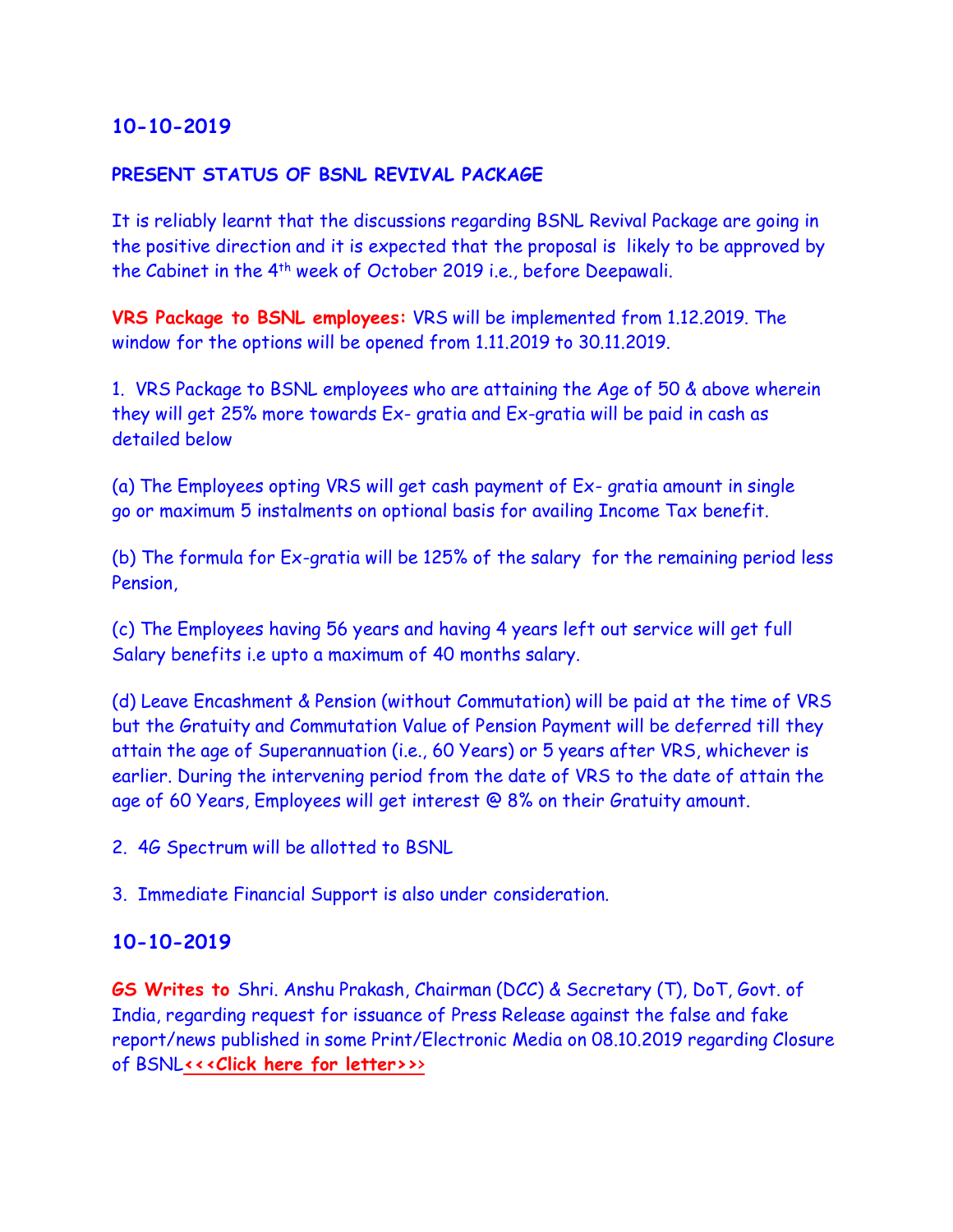## 10-10-2019

### PRESENT STATUS OF BSNL REVIVAL PACKAGE

It is reliably learnt that the discussions regarding BSNL Revival Package are going in the positive direction and it is expected that the proposal is likely to be approved by the Cabinet in the 4th week of October 2019 i.e., before Deepawali.

**VRS Package to BSNL employees:** VRS will be implemented from 1.12.2019. The window for the options will be opened from 1.11.2019 to 30.11.2019.

1. VRS Package to BSNL employees who are attaining the Age of 50 & above wherein they will get 25% more towards Ex- gratia and Ex-gratia will be paid in cash as detailed below

(a) The Employees opting VRS will get cash payment of Ex- gratia amount in single go or maximum 5 instalments on optional basis for availing Income Tax benefit.

(b) The formula for Ex-gratia will be 125% of the salary for the remaining period less Pension,

(c) The Employees having 56 years and having 4 years left out service will get full Salary benefits i.e upto a maximum of 40 months salary.

(d) Leave Encashment & Pension (without Commutation) will be paid at the time of VRS but the Gratuity and Commutation Value of Pension Payment will be deferred till they attain the age of Superannuation (i.e., 60 Years) or 5 years after VRS, whichever is earlier. During the intervening period from the date of VRS to the date of attain the age of 60 Years, Employees will get interest @ 8% on their Gratuity amount.

2. 4G Spectrum will be allotted to BSNL

3. Immediate Financial Support is also under consideration.

## 10-10-2019

**GS Writes to** Shri. Anshu Prakash, Chairman (DCC) & Secretary (T), DoT, Govt. of India, regarding request for issuance of Press Release against the false and fake report/news published in some Print/Electronic Media on 08.10.2019 regarding Closure of BSNL**<<<Click here for letter>>>**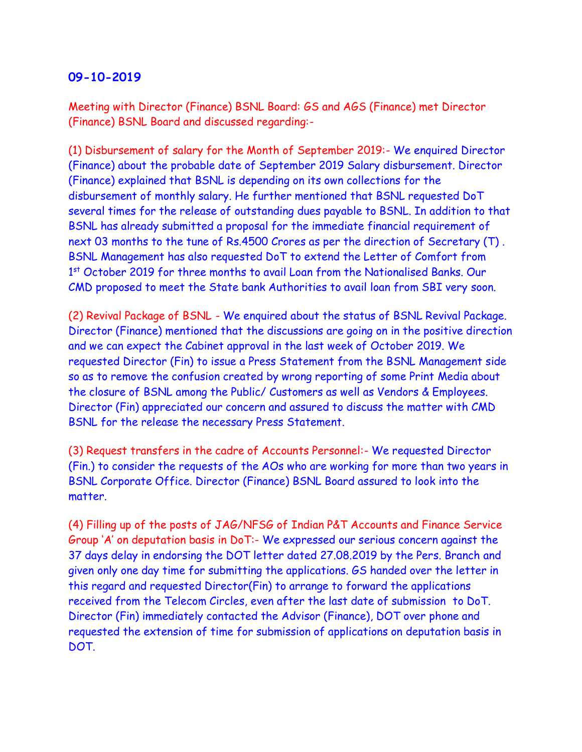## 09-10-2019

Meeting with Director (Finance) BSNL Board: GS and AGS (Finance) met Director (Finance) BSNL Board and discussed regarding:-

(1) Disbursement of salary for the Month of September 2019:- We enquired Director (Finance) about the probable date of September 2019 Salary disbursement. Director (Finance) explained that BSNL is depending on its own collections for the disbursement of monthly salary. He further mentioned that BSNL requested DoT several times for the release of outstanding dues payable to BSNL. In addition to that BSNL has already submitted a proposal for the immediate financial requirement of next 03 months to the tune of Rs.4500 Crores as per the direction of Secretary (T) . BSNL Management has also requested DoT to extend the Letter of Comfort from 1st October 2019 for three months to avail Loan from the Nationalised Banks. Our CMD proposed to meet the State bank Authorities to avail loan from SBI very soon.

(2) Revival Package of BSNL - We enquired about the status of BSNL Revival Package. Director (Finance) mentioned that the discussions are going on in the positive direction and we can expect the Cabinet approval in the last week of October 2019. We requested Director (Fin) to issue a Press Statement from the BSNL Management side so as to remove the confusion created by wrong reporting of some Print Media about the closure of BSNL among the Public/ Customers as well as Vendors & Employees. Director (Fin) appreciated our concern and assured to discuss the matter with CMD BSNL for the release the necessary Press Statement.

(3) Request transfers in the cadre of Accounts Personnel:- We requested Director (Fin.) to consider the requests of the AOs who are working for more than two years in BSNL Corporate Office. Director (Finance) BSNL Board assured to look into the matter.

(4) Filling up of the posts of JAG/NFSG of Indian P&T Accounts and Finance Service Group 'A' on deputation basis in DoT:- We expressed our serious concern against the 37 days delay in endorsing the DOT letter dated 27.08.2019 by the Pers. Branch and given only one day time for submitting the applications. GS handed over the letter in this regard and requested Director(Fin) to arrange to forward the applications received from the Telecom Circles, even after the last date of submission to DoT. Director (Fin) immediately contacted the Advisor (Finance), DOT over phone and requested the extension of time for submission of applications on deputation basis in DOT.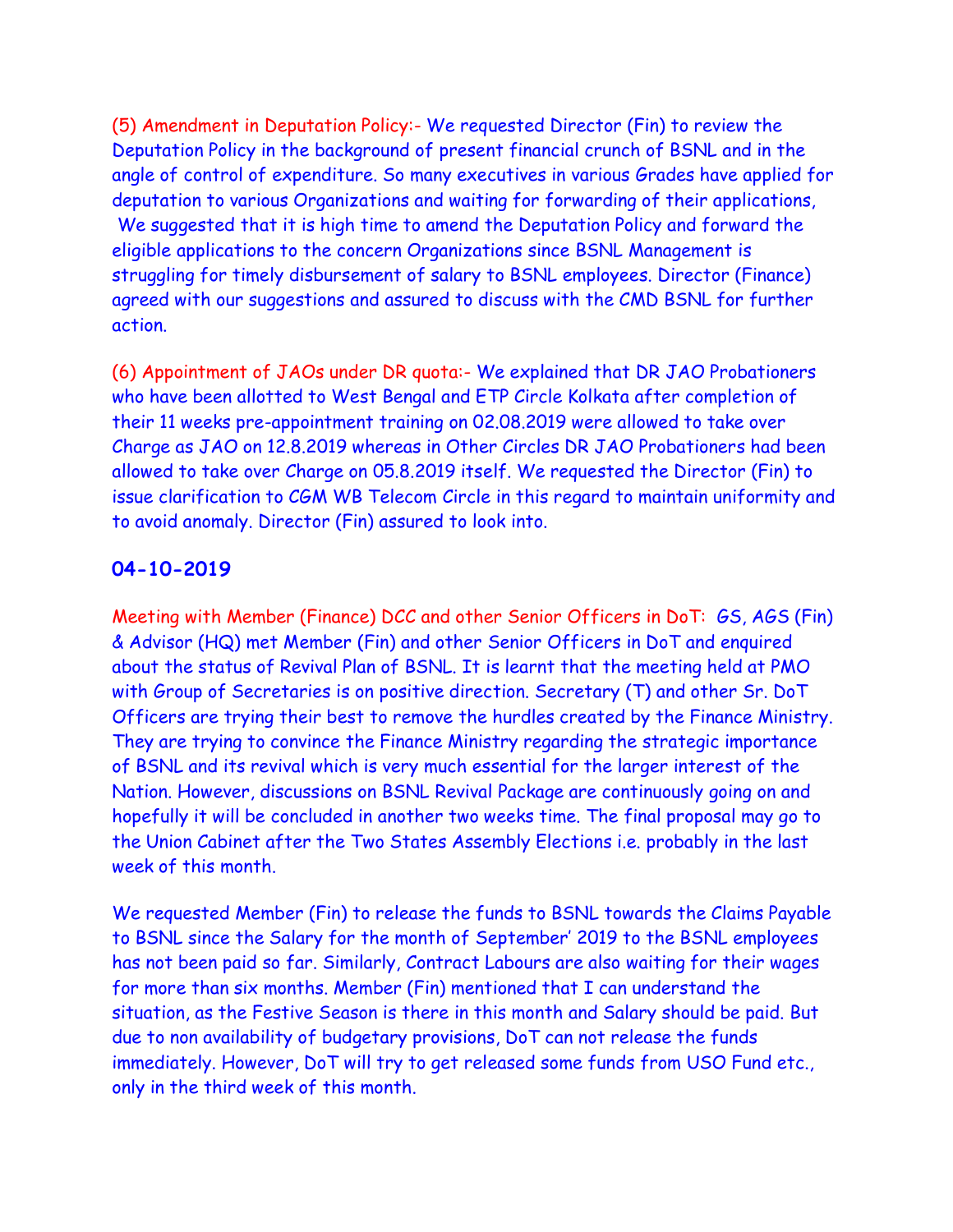(5) Amendment in Deputation Policy:- We requested Director (Fin) to review the Deputation Policy in the background of present financial crunch of BSNL and in the angle of control of expenditure. So many executives in various Grades have applied for deputation to various Organizations and waiting for forwarding of their applications, We suggested that it is high time to amend the Deputation Policy and forward the eligible applications to the concern Organizations since BSNL Management is struggling for timely disbursement of salary to BSNL employees. Director (Finance) agreed with our suggestions and assured to discuss with the CMD BSNL for further action.

(6) Appointment of JAOs under DR quota:- We explained that DR JAO Probationers who have been allotted to West Bengal and ETP Circle Kolkata after completion of their 11 weeks pre-appointment training on 02.08.2019 were allowed to take over Charge as JAO on 12.8.2019 whereas in Other Circles DR JAO Probationers had been allowed to take over Charge on 05.8.2019 itself. We requested the Director (Fin) to issue clarification to CGM WB Telecom Circle in this regard to maintain uniformity and to avoid anomaly. Director (Fin) assured to look into.

## 04-10-2019

Meeting with Member (Finance) DCC and other Senior Officers in DoT: GS, AGS (Fin) & Advisor (HQ) met Member (Fin) and other Senior Officers in DoT and enquired about the status of Revival Plan of BSNL. It is learnt that the meeting held at PMO with Group of Secretaries is on positive direction. Secretary (T) and other Sr. DoT Officers are trying their best to remove the hurdles created by the Finance Ministry. They are trying to convince the Finance Ministry regarding the strategic importance of BSNL and its revival which is very much essential for the larger interest of the Nation. However, discussions on BSNL Revival Package are continuously going on and hopefully it will be concluded in another two weeks time. The final proposal may go to the Union Cabinet after the Two States Assembly Elections i.e. probably in the last week of this month.

We requested Member (Fin) to release the funds to BSNL towards the Claims Payable to BSNL since the Salary for the month of September' 2019 to the BSNL employees has not been paid so far. Similarly, Contract Labours are also waiting for their wages for more than six months. Member (Fin) mentioned that I can understand the situation, as the Festive Season is there in this month and Salary should be paid. But due to non availability of budgetary provisions, DoT can not release the funds immediately. However, DoT will try to get released some funds from USO Fund etc., only in the third week of this month.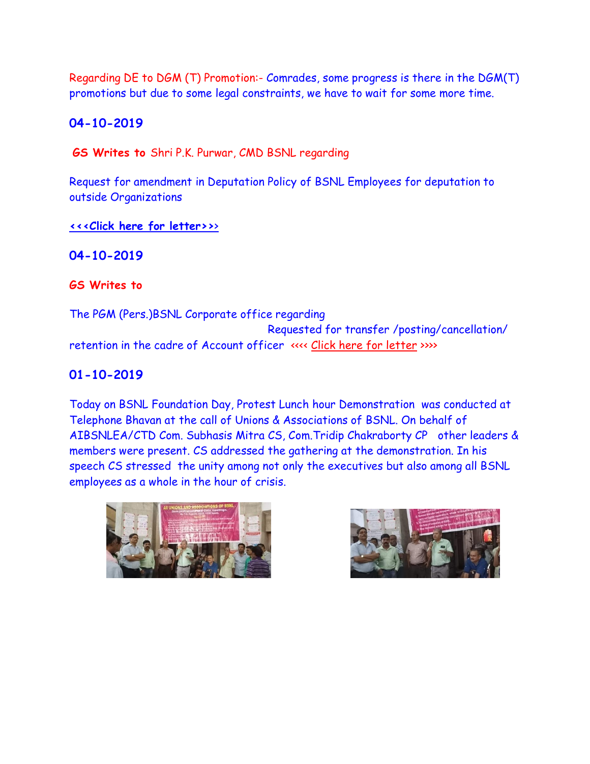Regarding DE to DGM (T) Promotion:- Comrades, some progress is there in the DGM(T) promotions but due to some legal constraints, we have to wait for some more time.

## 04-10-2019

**GS Writes to** Shri P.K. Purwar, CMD BSNL regarding

Request for amendment in Deputation Policy of BSNL Employees for deputation to outside Organizations

**<<<Click here for letter>>>**

## 04-10-2019

**GS Writes to**

The PGM (Pers.)BSNL Corporate office regarding
Requested for transfer /posting/cancellation/ retention in the cadre of Account officer <<<< Click here for letter >>>>

## 01-10-2019

Today on BSNL Foundation Day, Protest Lunch hour Demonstration was conducted at Telephone Bhavan at the call of Unions & Associations of BSNL. On behalf of AIBSNLEA/CTD Com. Subhasis Mitra CS, Com.Tridip Chakraborty CP other leaders & members were present. CS addressed the gathering at the demonstration. In his speech CS stressed the unity among not only the executives but also among all BSNL employees as a whole in the hour of crisis.